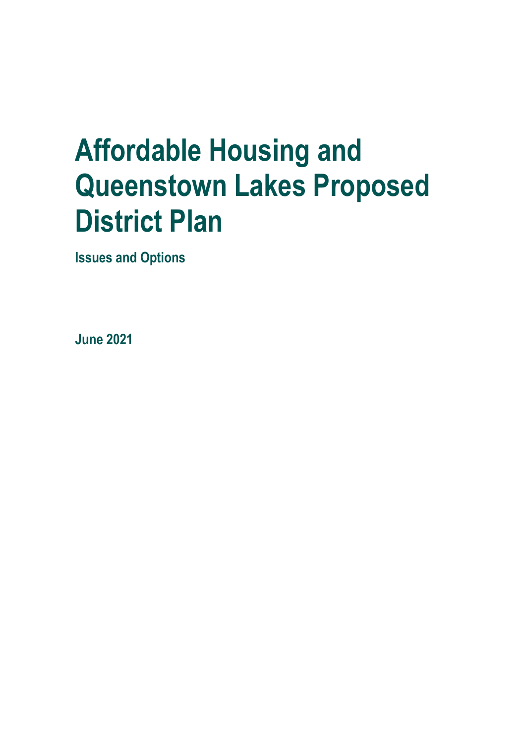# Affordable Housing and Queenstown Lakes Proposed District Plan

**Issues and Options**

**June 2021**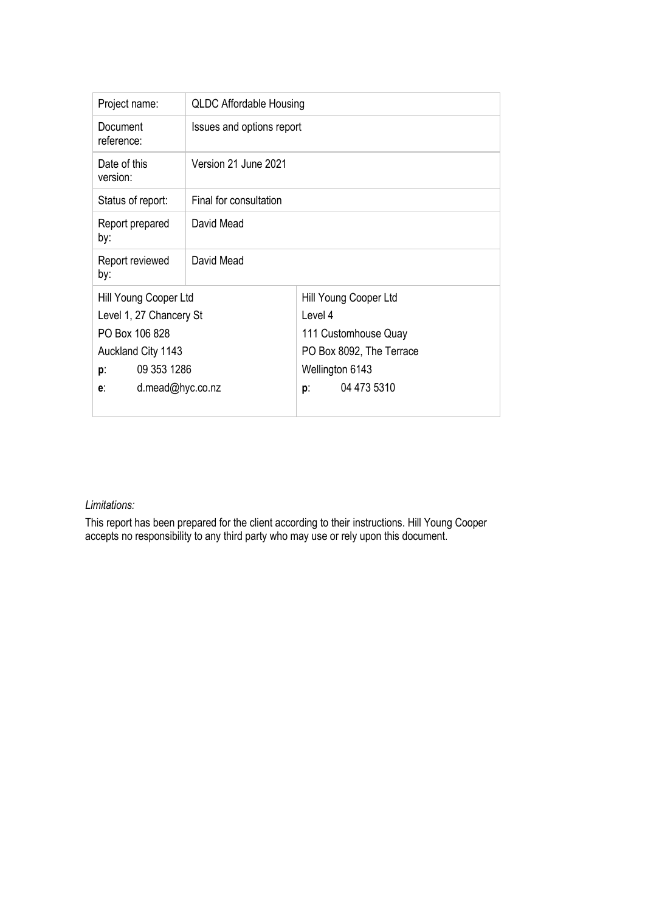| Project name: | QLDC Affordable Housing |
| --- | --- |
| Document reference: | Issues and options report |
| Date of this version: | Version 21 June 2021 |
| Status of report: | Final for consultation |
| Report prepared by: | David Mead |
| Report reviewed by: | David Mead |
| Hill Young Cooper Ltd<br>Level 1, 27 Chancery St<br>PO Box 106 828<br>Auckland City 1143<br>**p**: 09 353 1286<br>**e**: d.mead@hyc.co.nz | Hill Young Cooper Ltd<br>Level 4<br>111 Customhouse Quay<br>PO Box 8092, The Terrace<br>Wellington 6143<br>**p**: 04 473 5310 |

*Limitations:*

This report has been prepared for the client according to their instructions. Hill Young Cooper accepts no responsibility to any third party who may use or rely upon this document.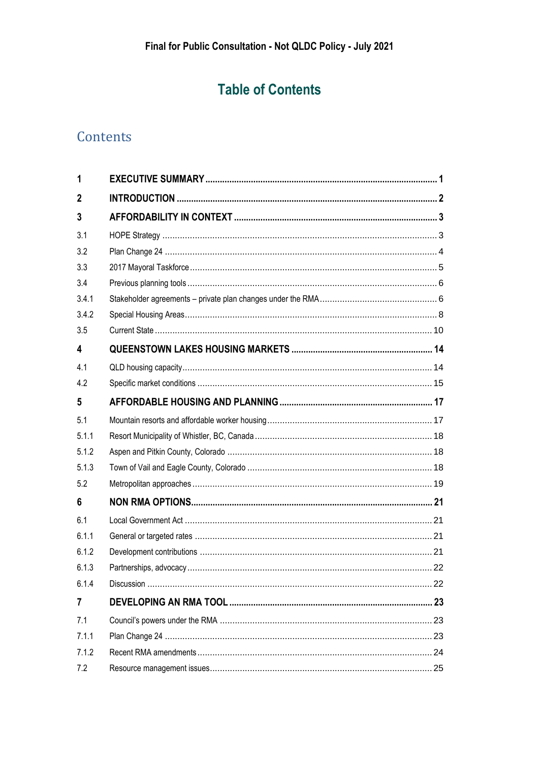Final for Public Consultation - Not QLDC Policy - July 2021

# Table of Contents

## Contents

| | | |
|---|---|---|
| **1** | **EXECUTIVE SUMMARY** | **1** |
| **2** | **INTRODUCTION** | **2** |
| **3** | **AFFORDABILITY IN CONTEXT** | **3** |
| 3.1 | HOPE Strategy | 3 |
| 3.2 | Plan Change 24 | 4 |
| 3.3 | 2017 Mayoral Taskforce | 5 |
| 3.4 | Previous planning tools | 6 |
| 3.4.1 | Stakeholder agreements – private plan changes under the RMA | 6 |
| 3.4.2 | Special Housing Areas | 8 |
| 3.5 | Current State | 10 |
| **4** | **QUEENSTOWN LAKES HOUSING MARKETS** | **14** |
| 4.1 | QLD housing capacity | 14 |
| 4.2 | Specific market conditions | 15 |
| **5** | **AFFORDABLE HOUSING AND PLANNING** | **17** |
| 5.1 | Mountain resorts and affordable worker housing | 17 |
| 5.1.1 | Resort Municipality of Whistler, BC, Canada | 18 |
| 5.1.2 | Aspen and Pitkin County, Colorado | 18 |
| 5.1.3 | Town of Vail and Eagle County, Colorado | 18 |
| 5.2 | Metropolitan approaches | 19 |
| **6** | **NON RMA OPTIONS** | **21** |
| 6.1 | Local Government Act | 21 |
| 6.1.1 | General or targeted rates | 21 |
| 6.1.2 | Development contributions | 21 |
| 6.1.3 | Partnerships, advocacy | 22 |
| 6.1.4 | Discussion | 22 |
| **7** | **DEVELOPING AN RMA TOOL** | **23** |
| 7.1 | Council's powers under the RMA | 23 |
| 7.1.1 | Plan Change 24 | 23 |
| 7.1.2 | Recent RMA amendments | 24 |
| 7.2 | Resource management issues | 25 |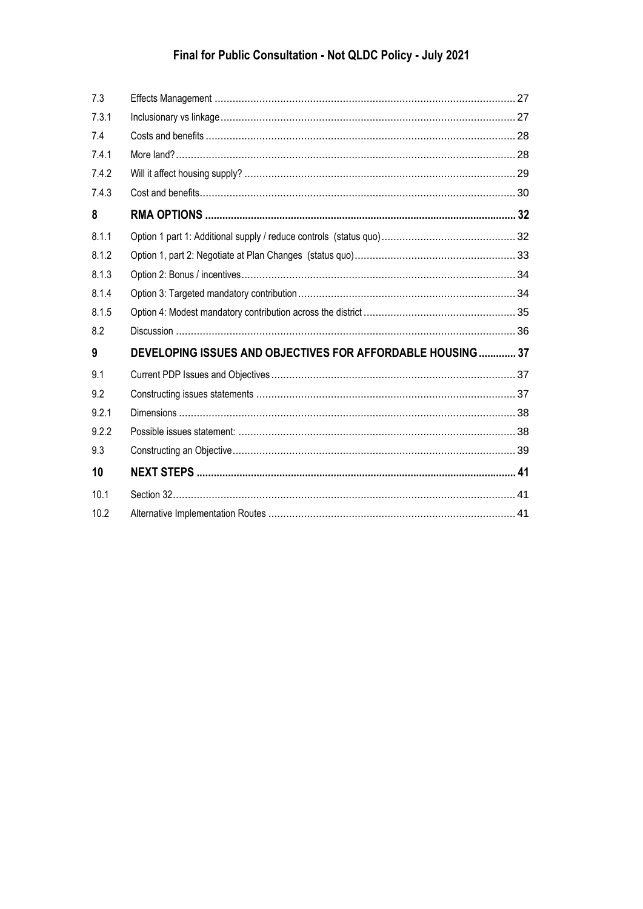| | | |
|---|---|---|
| 7.3 | Effects Management | 27 |
| 7.3.1 | Inclusionary vs linkage | 27 |
| 7.4 | Costs and benefits | 28 |
| 7.4.1 | More land? | 28 |
| 7.4.2 | Will it affect housing supply? | 29 |
| 7.4.3 | Cost and benefits | 30 |
| **8** | **RMA OPTIONS** | **32** |
| 8.1.1 | Option 1 part 1: Additional supply / reduce controls (status quo) | 32 |
| 8.1.2 | Option 1, part 2: Negotiate at Plan Changes (status quo) | 33 |
| 8.1.3 | Option 2: Bonus / incentives | 34 |
| 8.1.4 | Option 3: Targeted mandatory contribution | 34 |
| 8.1.5 | Option 4: Modest mandatory contribution across the district | 35 |
| 8.2 | Discussion | 36 |
| **9** | **DEVELOPING ISSUES AND OBJECTIVES FOR AFFORDABLE HOUSING** | **37** |
| 9.1 | Current PDP Issues and Objectives | 37 |
| 9.2 | Constructing issues statements | 37 |
| 9.2.1 | Dimensions | 38 |
| 9.2.2 | Possible issues statement: | 38 |
| 9.3 | Constructing an Objective | 39 |
| **10** | **NEXT STEPS** | **41** |
| 10.1 | Section 32 | 41 |
| 10.2 | Alternative Implementation Routes | 41 |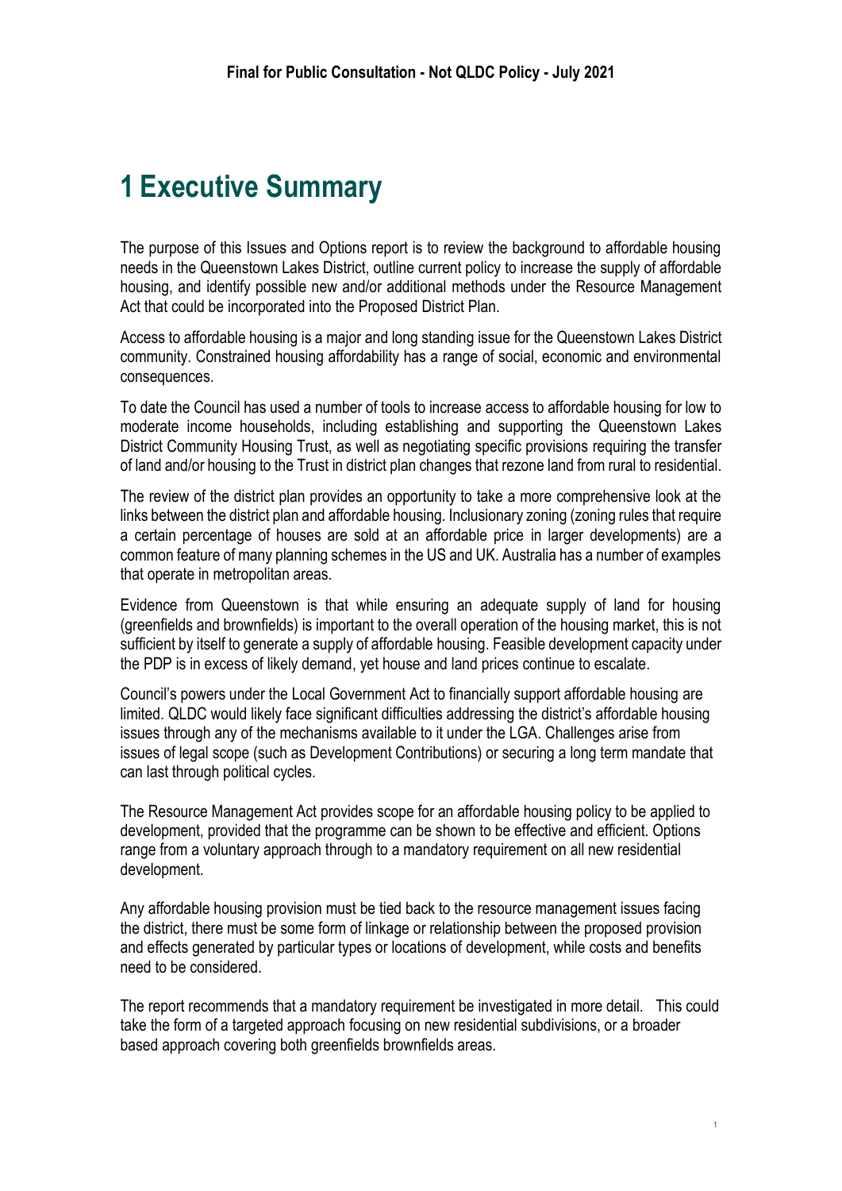Final for Public Consultation - Not QLDC Policy - July 2021

# 1 Executive Summary

The purpose of this Issues and Options report is to review the background to affordable housing needs in the Queenstown Lakes District, outline current policy to increase the supply of affordable housing, and identify possible new and/or additional methods under the Resource Management Act that could be incorporated into the Proposed District Plan.

Access to affordable housing is a major and long standing issue for the Queenstown Lakes District community. Constrained housing affordability has a range of social, economic and environmental consequences.

To date the Council has used a number of tools to increase access to affordable housing for low to moderate income households, including establishing and supporting the Queenstown Lakes District Community Housing Trust, as well as negotiating specific provisions requiring the transfer of land and/or housing to the Trust in district plan changes that rezone land from rural to residential.

The review of the district plan provides an opportunity to take a more comprehensive look at the links between the district plan and affordable housing. Inclusionary zoning (zoning rules that require a certain percentage of houses are sold at an affordable price in larger developments) are a common feature of many planning schemes in the US and UK. Australia has a number of examples that operate in metropolitan areas.

Evidence from Queenstown is that while ensuring an adequate supply of land for housing (greenfields and brownfields) is important to the overall operation of the housing market, this is not sufficient by itself to generate a supply of affordable housing. Feasible development capacity under the PDP is in excess of likely demand, yet house and land prices continue to escalate.

Council's powers under the Local Government Act to financially support affordable housing are limited. QLDC would likely face significant difficulties addressing the district's affordable housing issues through any of the mechanisms available to it under the LGA. Challenges arise from issues of legal scope (such as Development Contributions) or securing a long term mandate that can last through political cycles.

The Resource Management Act provides scope for an affordable housing policy to be applied to development, provided that the programme can be shown to be effective and efficient. Options range from a voluntary approach through to a mandatory requirement on all new residential development.

Any affordable housing provision must be tied back to the resource management issues facing the district, there must be some form of linkage or relationship between the proposed provision and effects generated by particular types or locations of development, while costs and benefits need to be considered.

The report recommends that a mandatory requirement be investigated in more detail. This could take the form of a targeted approach focusing on new residential subdivisions, or a broader based approach covering both greenfields brownfields areas.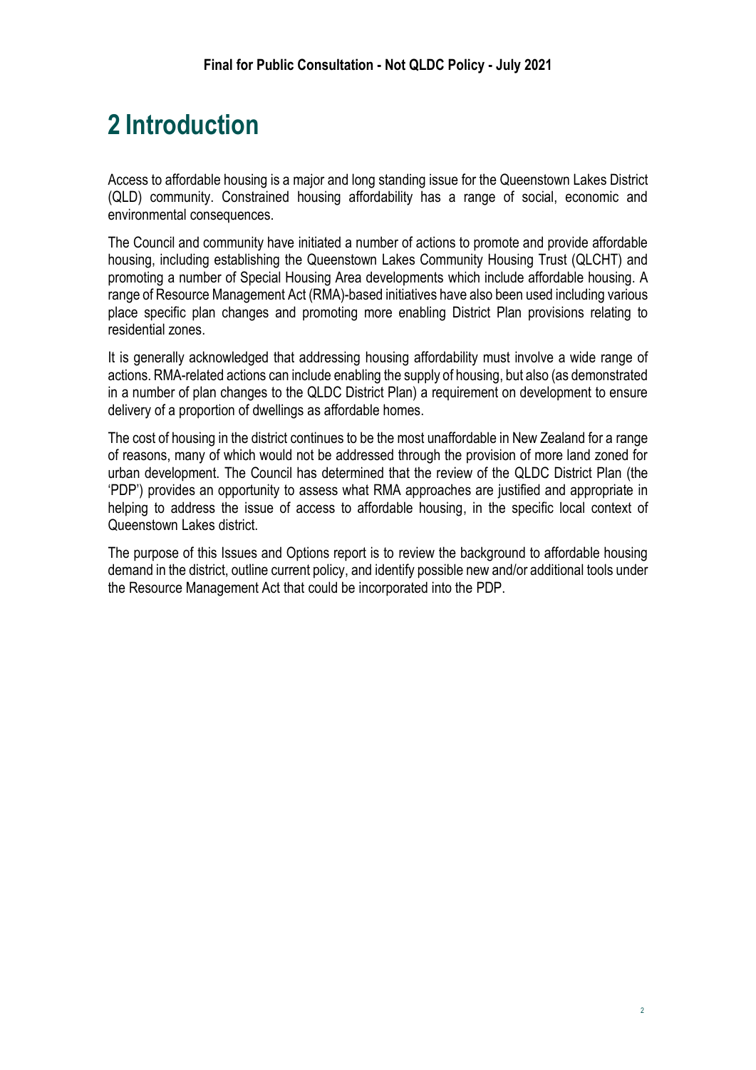# 2 Introduction

Access to affordable housing is a major and long standing issue for the Queenstown Lakes District (QLD) community. Constrained housing affordability has a range of social, economic and environmental consequences.

The Council and community have initiated a number of actions to promote and provide affordable housing, including establishing the Queenstown Lakes Community Housing Trust (QLCHT) and promoting a number of Special Housing Area developments which include affordable housing. A range of Resource Management Act (RMA)-based initiatives have also been used including various place specific plan changes and promoting more enabling District Plan provisions relating to residential zones.

It is generally acknowledged that addressing housing affordability must involve a wide range of actions. RMA-related actions can include enabling the supply of housing, but also (as demonstrated in a number of plan changes to the QLDC District Plan) a requirement on development to ensure delivery of a proportion of dwellings as affordable homes.

The cost of housing in the district continues to be the most unaffordable in New Zealand for a range of reasons, many of which would not be addressed through the provision of more land zoned for urban development. The Council has determined that the review of the QLDC District Plan (the 'PDP') provides an opportunity to assess what RMA approaches are justified and appropriate in helping to address the issue of access to affordable housing, in the specific local context of Queenstown Lakes district.

The purpose of this Issues and Options report is to review the background to affordable housing demand in the district, outline current policy, and identify possible new and/or additional tools under the Resource Management Act that could be incorporated into the PDP.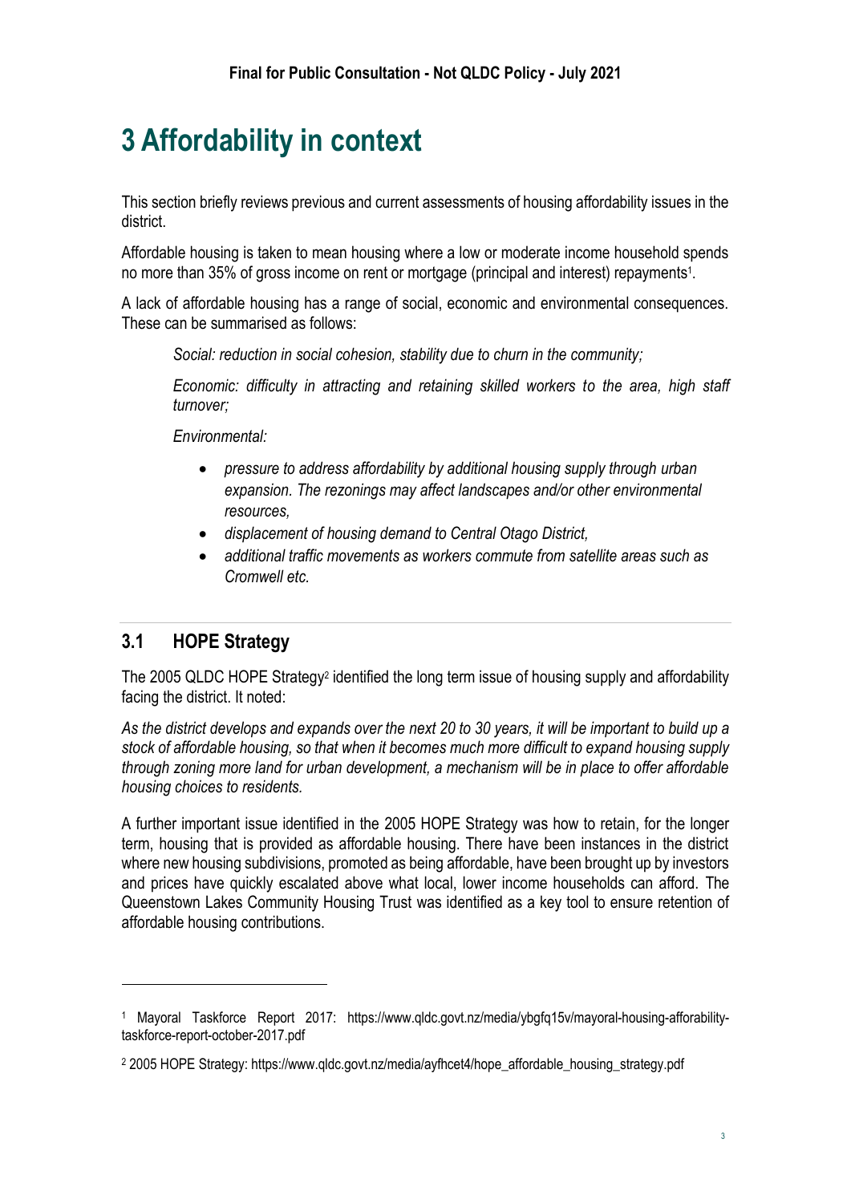# 3 Affordability in context

This section briefly reviews previous and current assessments of housing affordability issues in the district.

Affordable housing is taken to mean housing where a low or moderate income household spends no more than 35% of gross income on rent or mortgage (principal and interest) repayments[1].

A lack of affordable housing has a range of social, economic and environmental consequences. These can be summarised as follows:

> *Social: reduction in social cohesion, stability due to churn in the community;*
>
> *Economic: difficulty in attracting and retaining skilled workers to the area, high staff turnover;*
>
> *Environmental:*
>
> - *pressure to address affordability by additional housing supply through urban expansion. The rezonings may affect landscapes and/or other environmental resources,*
> - *displacement of housing demand to Central Otago District,*
> - *additional traffic movements as workers commute from satellite areas such as Cromwell etc.*

## 3.1 HOPE Strategy

The 2005 QLDC HOPE Strategy[2] identified the long term issue of housing supply and affordability facing the district. It noted:

*As the district develops and expands over the next 20 to 30 years, it will be important to build up a stock of affordable housing, so that when it becomes much more difficult to expand housing supply through zoning more land for urban development, a mechanism will be in place to offer affordable housing choices to residents.*

A further important issue identified in the 2005 HOPE Strategy was how to retain, for the longer term, housing that is provided as affordable housing. There have been instances in the district where new housing subdivisions, promoted as being affordable, have been brought up by investors and prices have quickly escalated above what local, lower income households can afford. The Queenstown Lakes Community Housing Trust was identified as a key tool to ensure retention of affordable housing contributions.

---

[1] Mayoral Taskforce Report 2017: https://www.qldc.govt.nz/media/ybgfq15v/mayoral-housing-afforability-taskforce-report-october-2017.pdf

[2] 2005 HOPE Strategy: https://www.qldc.govt.nz/media/ayfhcet4/hope_affordable_housing_strategy.pdf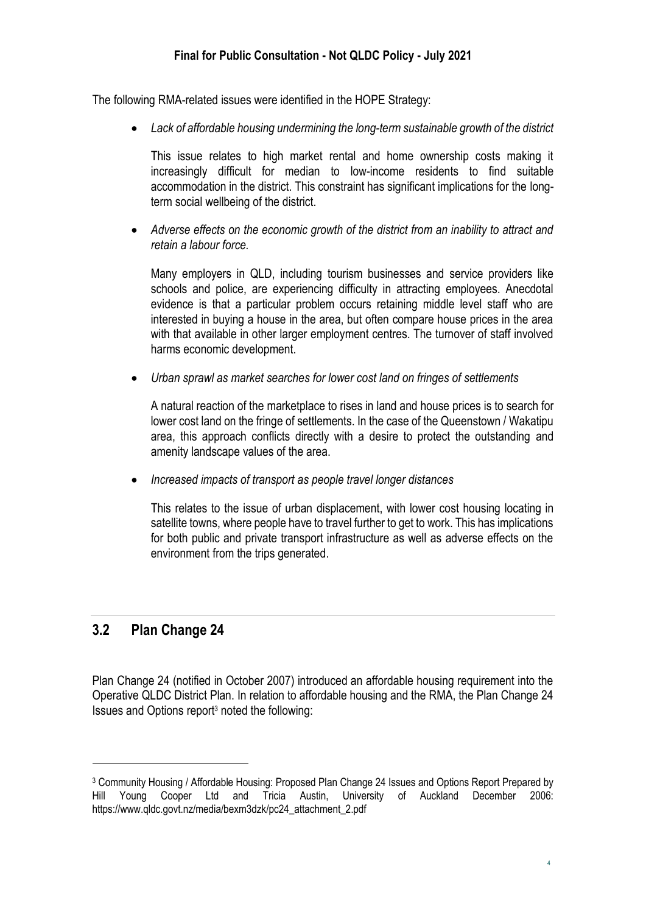The following RMA-related issues were identified in the HOPE Strategy:

- *Lack of affordable housing undermining the long-term sustainable growth of the district*

  This issue relates to high market rental and home ownership costs making it increasingly difficult for median to low-income residents to find suitable accommodation in the district. This constraint has significant implications for the long-term social wellbeing of the district.

- *Adverse effects on the economic growth of the district from an inability to attract and retain a labour force.*

  Many employers in QLD, including tourism businesses and service providers like schools and police, are experiencing difficulty in attracting employees. Anecdotal evidence is that a particular problem occurs retaining middle level staff who are interested in buying a house in the area, but often compare house prices in the area with that available in other larger employment centres. The turnover of staff involved harms economic development.

- *Urban sprawl as market searches for lower cost land on fringes of settlements*

  A natural reaction of the marketplace to rises in land and house prices is to search for lower cost land on the fringe of settlements. In the case of the Queenstown / Wakatipu area, this approach conflicts directly with a desire to protect the outstanding and amenity landscape values of the area.

- *Increased impacts of transport as people travel longer distances*

  This relates to the issue of urban displacement, with lower cost housing locating in satellite towns, where people have to travel further to get to work. This has implications for both public and private transport infrastructure as well as adverse effects on the environment from the trips generated.

## 3.2 Plan Change 24

Plan Change 24 (notified in October 2007) introduced an affordable housing requirement into the Operative QLDC District Plan. In relation to affordable housing and the RMA, the Plan Change 24 Issues and Options report[3] noted the following:

[3] Community Housing / Affordable Housing: Proposed Plan Change 24 Issues and Options Report Prepared by Hill Young Cooper Ltd and Tricia Austin, University of Auckland December 2006: https://www.qldc.govt.nz/media/bexm3dzk/pc24_attachment_2.pdf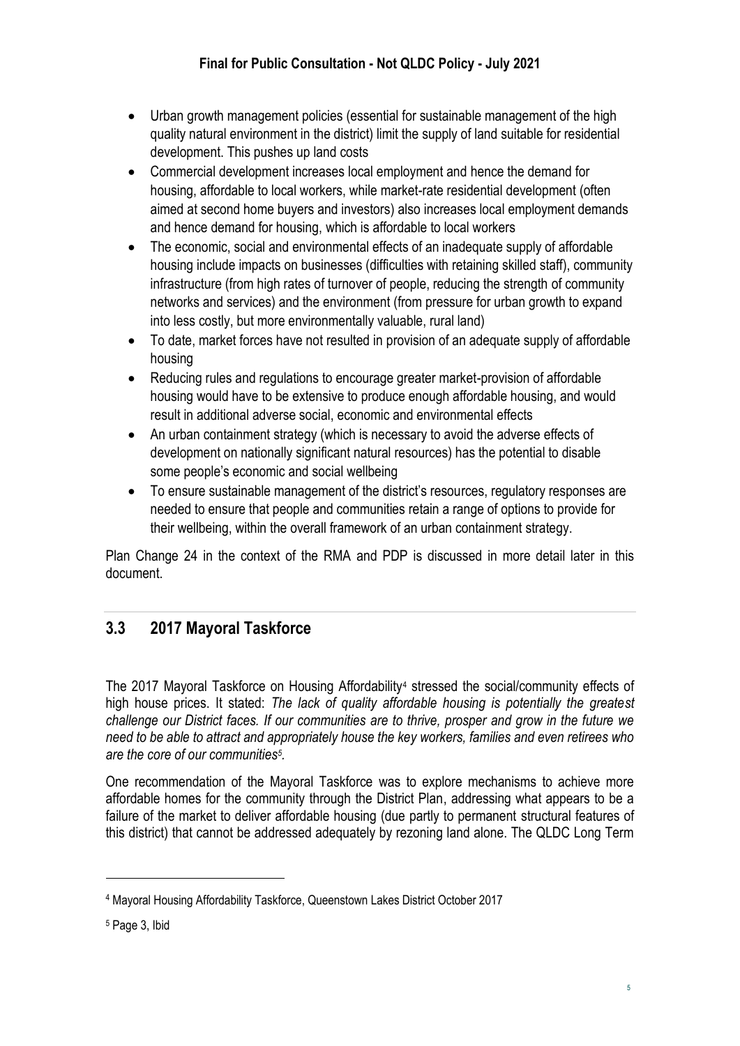- Urban growth management policies (essential for sustainable management of the high quality natural environment in the district) limit the supply of land suitable for residential development. This pushes up land costs
- Commercial development increases local employment and hence the demand for housing, affordable to local workers, while market-rate residential development (often aimed at second home buyers and investors) also increases local employment demands and hence demand for housing, which is affordable to local workers
- The economic, social and environmental effects of an inadequate supply of affordable housing include impacts on businesses (difficulties with retaining skilled staff), community infrastructure (from high rates of turnover of people, reducing the strength of community networks and services) and the environment (from pressure for urban growth to expand into less costly, but more environmentally valuable, rural land)
- To date, market forces have not resulted in provision of an adequate supply of affordable housing
- Reducing rules and regulations to encourage greater market-provision of affordable housing would have to be extensive to produce enough affordable housing, and would result in additional adverse social, economic and environmental effects
- An urban containment strategy (which is necessary to avoid the adverse effects of development on nationally significant natural resources) has the potential to disable some people's economic and social wellbeing
- To ensure sustainable management of the district's resources, regulatory responses are needed to ensure that people and communities retain a range of options to provide for their wellbeing, within the overall framework of an urban containment strategy.

Plan Change 24 in the context of the RMA and PDP is discussed in more detail later in this document.

## 3.3 2017 Mayoral Taskforce

The 2017 Mayoral Taskforce on Housing Affordability[4] stressed the social/community effects of high house prices. It stated: *The lack of quality affordable housing is potentially the greatest challenge our District faces. If our communities are to thrive, prosper and grow in the future we need to be able to attract and appropriately house the key workers, families and even retirees who are the core of our communities[5].*

One recommendation of the Mayoral Taskforce was to explore mechanisms to achieve more affordable homes for the community through the District Plan, addressing what appears to be a failure of the market to deliver affordable housing (due partly to permanent structural features of this district) that cannot be addressed adequately by rezoning land alone. The QLDC Long Term

---

[4] Mayoral Housing Affordability Taskforce, Queenstown Lakes District October 2017

[5] Page 3, Ibid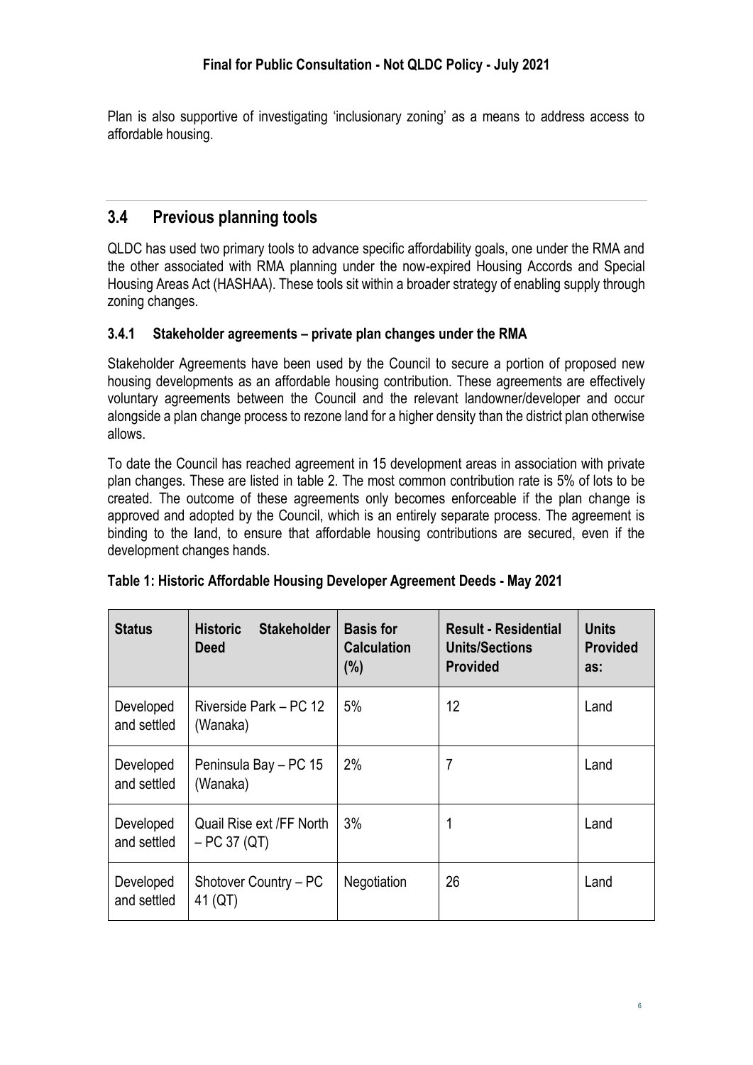Plan is also supportive of investigating 'inclusionary zoning' as a means to address access to affordable housing.

## 3.4 Previous planning tools

QLDC has used two primary tools to advance specific affordability goals, one under the RMA and the other associated with RMA planning under the now-expired Housing Accords and Special Housing Areas Act (HASHAA). These tools sit within a broader strategy of enabling supply through zoning changes.

### 3.4.1 Stakeholder agreements – private plan changes under the RMA

Stakeholder Agreements have been used by the Council to secure a portion of proposed new housing developments as an affordable housing contribution. These agreements are effectively voluntary agreements between the Council and the relevant landowner/developer and occur alongside a plan change process to rezone land for a higher density than the district plan otherwise allows.

To date the Council has reached agreement in 15 development areas in association with private plan changes. These are listed in table 2. The most common contribution rate is 5% of lots to be created. The outcome of these agreements only becomes enforceable if the plan change is approved and adopted by the Council, which is an entirely separate process. The agreement is binding to the land, to ensure that affordable housing contributions are secured, even if the development changes hands.

**Table 1: Historic Affordable Housing Developer Agreement Deeds - May 2021**

| Status | Historic Stakeholder Deed | Basis for Calculation (%) | Result - Residential Units/Sections Provided | Units Provided as: |
|---|---|---|---|---|
| Developed and settled | Riverside Park – PC 12 (Wanaka) | 5% | 12 | Land |
| Developed and settled | Peninsula Bay – PC 15 (Wanaka) | 2% | 7 | Land |
| Developed and settled | Quail Rise ext /FF North – PC 37 (QT) | 3% | 1 | Land |
| Developed and settled | Shotover Country – PC 41 (QT) | Negotiation | 26 | Land |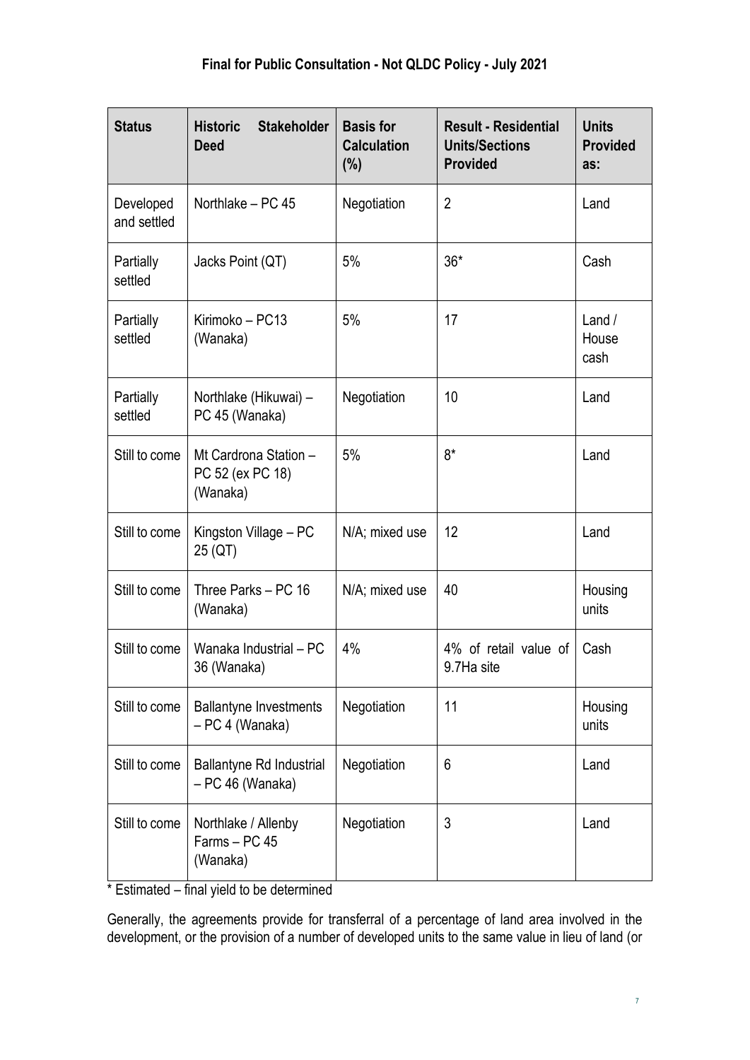**Final for Public Consultation - Not QLDC Policy - July 2021**

| Status | Historic Stakeholder Deed | Basis for Calculation (%) | Result - Residential Units/Sections Provided | Units Provided as: |
|---|---|---|---|---|
| Developed and settled | Northlake – PC 45 | Negotiation | 2 | Land |
| Partially settled | Jacks Point (QT) | 5% | 36* | Cash |
| Partially settled | Kirimoko – PC13 (Wanaka) | 5% | 17 | Land / House cash |
| Partially settled | Northlake (Hikuwai) – PC 45 (Wanaka) | Negotiation | 10 | Land |
| Still to come | Mt Cardrona Station – PC 52 (ex PC 18) (Wanaka) | 5% | 8* | Land |
| Still to come | Kingston Village – PC 25 (QT) | N/A; mixed use | 12 | Land |
| Still to come | Three Parks – PC 16 (Wanaka) | N/A; mixed use | 40 | Housing units |
| Still to come | Wanaka Industrial – PC 36 (Wanaka) | 4% | 4% of retail value of 9.7Ha site | Cash |
| Still to come | Ballantyne Investments – PC 4 (Wanaka) | Negotiation | 11 | Housing units |
| Still to come | Ballantyne Rd Industrial – PC 46 (Wanaka) | Negotiation | 6 | Land |
| Still to come | Northlake / Allenby Farms – PC 45 (Wanaka) | Negotiation | 3 | Land |

* Estimated – final yield to be determined

Generally, the agreements provide for transferral of a percentage of land area involved in the development, or the provision of a number of developed units to the same value in lieu of land (or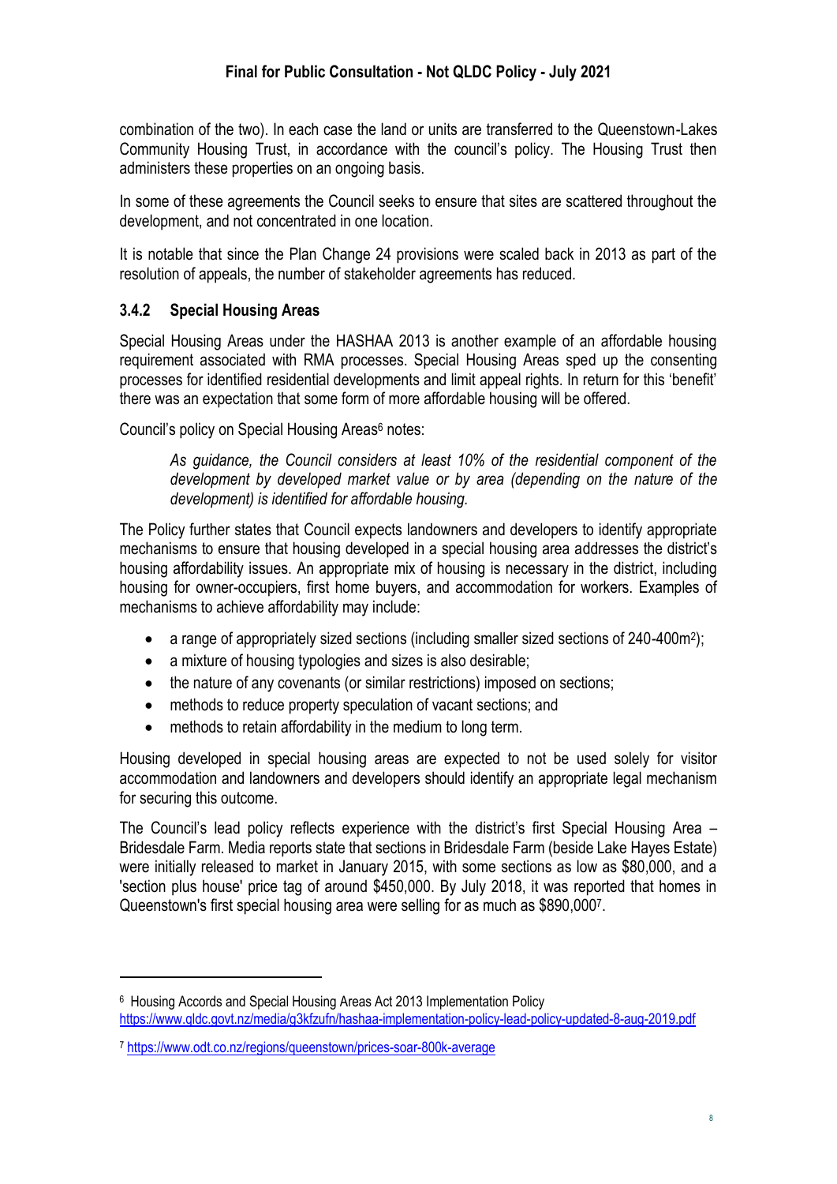combination of the two). In each case the land or units are transferred to the Queenstown-Lakes Community Housing Trust, in accordance with the council's policy. The Housing Trust then administers these properties on an ongoing basis.

In some of these agreements the Council seeks to ensure that sites are scattered throughout the development, and not concentrated in one location.

It is notable that since the Plan Change 24 provisions were scaled back in 2013 as part of the resolution of appeals, the number of stakeholder agreements has reduced.

### 3.4.2 Special Housing Areas

Special Housing Areas under the HASHAA 2013 is another example of an affordable housing requirement associated with RMA processes. Special Housing Areas sped up the consenting processes for identified residential developments and limit appeal rights. In return for this 'benefit' there was an expectation that some form of more affordable housing will be offered.

Council's policy on Special Housing Areas[6] notes:

> *As guidance, the Council considers at least 10% of the residential component of the development by developed market value or by area (depending on the nature of the development) is identified for affordable housing.*

The Policy further states that Council expects landowners and developers to identify appropriate mechanisms to ensure that housing developed in a special housing area addresses the district's housing affordability issues. An appropriate mix of housing is necessary in the district, including housing for owner-occupiers, first home buyers, and accommodation for workers. Examples of mechanisms to achieve affordability may include:

- a range of appropriately sized sections (including smaller sized sections of 240-400m$^2$);
- a mixture of housing typologies and sizes is also desirable;
- the nature of any covenants (or similar restrictions) imposed on sections;
- methods to reduce property speculation of vacant sections; and
- methods to retain affordability in the medium to long term.

Housing developed in special housing areas are expected to not be used solely for visitor accommodation and landowners and developers should identify an appropriate legal mechanism for securing this outcome.

The Council's lead policy reflects experience with the district's first Special Housing Area – Bridesdale Farm. Media reports state that sections in Bridesdale Farm (beside Lake Hayes Estate) were initially released to market in January 2015, with some sections as low as $80,000, and a 'section plus house' price tag of around $450,000. By July 2018, it was reported that homes in Queenstown's first special housing area were selling for as much as $890,000[7].

---

[6] Housing Accords and Special Housing Areas Act 2013 Implementation Policy https://www.qldc.govt.nz/media/g3kfzufn/hashaa-implementation-policy-lead-policy-updated-8-aug-2019.pdf

[7] https://www.odt.co.nz/regions/queenstown/prices-soar-800k-average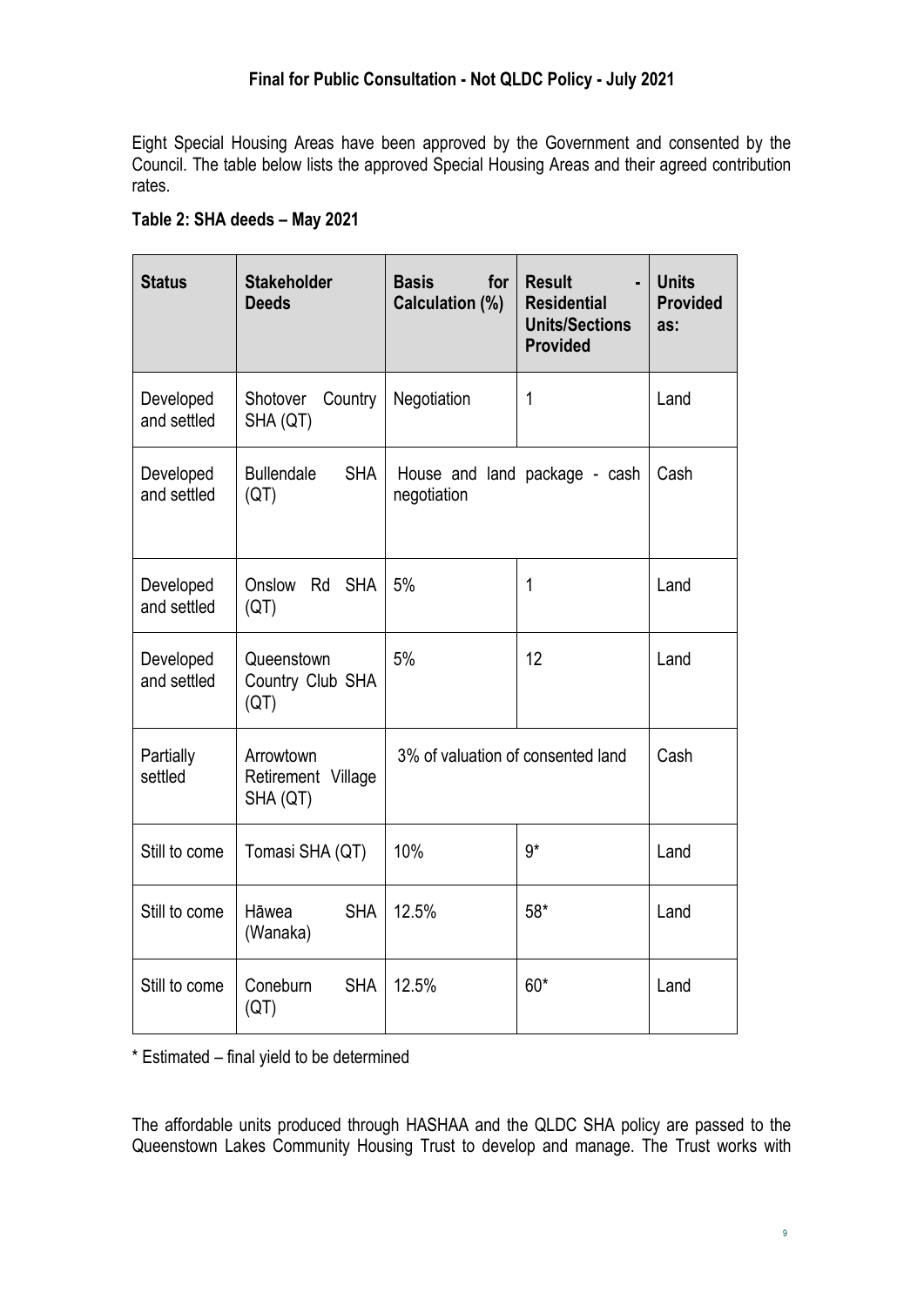Eight Special Housing Areas have been approved by the Government and consented by the Council. The table below lists the approved Special Housing Areas and their agreed contribution rates.

**Table 2: SHA deeds – May 2021**

| Status | Stakeholder Deeds | Basis for Calculation (%) | Result - Residential Units/Sections Provided | Units Provided as: |
|---|---|---|---|---|
| Developed and settled | Shotover Country SHA (QT) | Negotiation | 1 | Land |
| Developed and settled | Bullendale SHA (QT) | House and land package - cash negotiation | | Cash |
| Developed and settled | Onslow Rd SHA (QT) | 5% | 1 | Land |
| Developed and settled | Queenstown Country Club SHA (QT) | 5% | 12 | Land |
| Partially settled | Arrowtown Retirement Village SHA (QT) | 3% of valuation of consented land | | Cash |
| Still to come | Tomasi SHA (QT) | 10% | 9* | Land |
| Still to come | Hāwea SHA (Wanaka) | 12.5% | 58* | Land |
| Still to come | Coneburn SHA (QT) | 12.5% | 60* | Land |

\* Estimated – final yield to be determined

The affordable units produced through HASHAA and the QLDC SHA policy are passed to the Queenstown Lakes Community Housing Trust to develop and manage. The Trust works with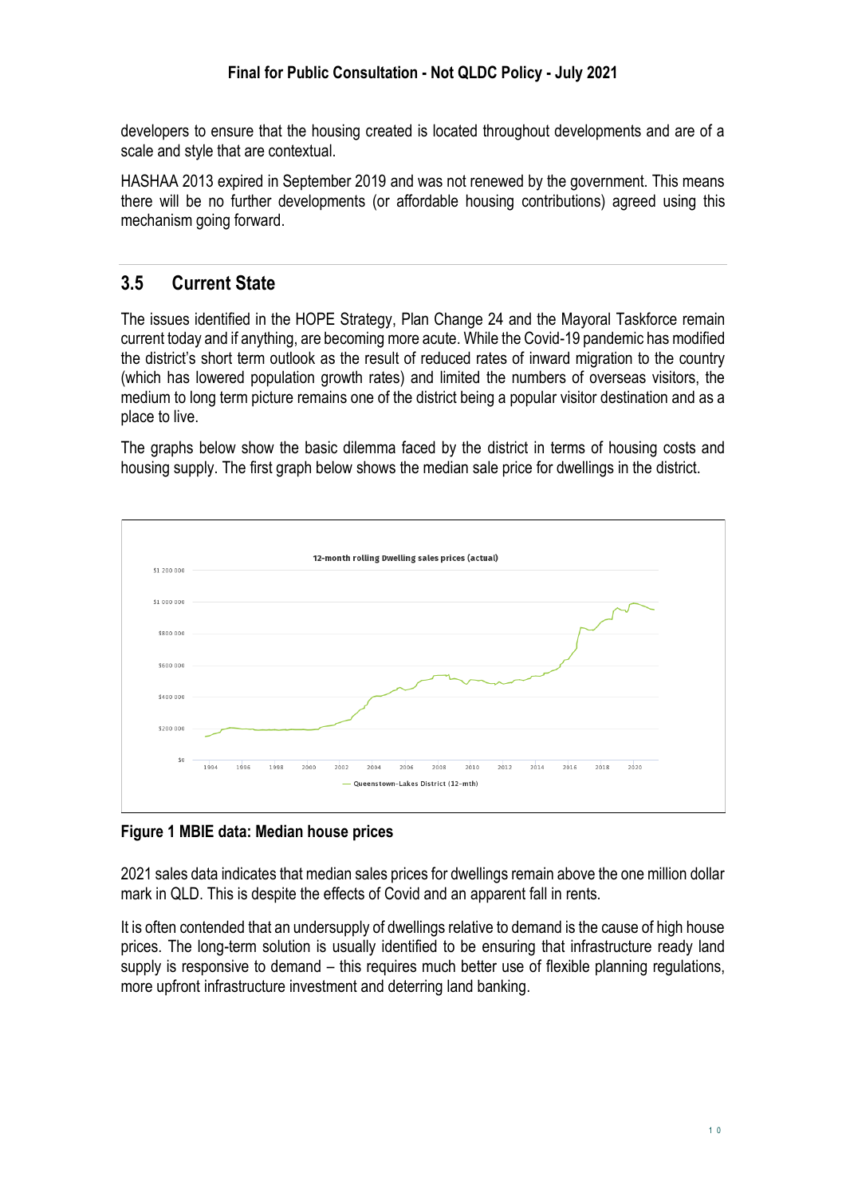developers to ensure that the housing created is located throughout developments and are of a scale and style that are contextual.

HASHAA 2013 expired in September 2019 and was not renewed by the government. This means there will be no further developments (or affordable housing contributions) agreed using this mechanism going forward.

## 3.5 Current State

The issues identified in the HOPE Strategy, Plan Change 24 and the Mayoral Taskforce remain current today and if anything, are becoming more acute. While the Covid-19 pandemic has modified the district's short term outlook as the result of reduced rates of inward migration to the country (which has lowered population growth rates) and limited the numbers of overseas visitors, the medium to long term picture remains one of the district being a popular visitor destination and as a place to live.

The graphs below show the basic dilemma faced by the district in terms of housing costs and housing supply. The first graph below shows the median sale price for dwellings in the district.

**Figure 1 MBIE data: Median house prices**

2021 sales data indicates that median sales prices for dwellings remain above the one million dollar mark in QLD. This is despite the effects of Covid and an apparent fall in rents.

It is often contended that an undersupply of dwellings relative to demand is the cause of high house prices. The long-term solution is usually identified to be ensuring that infrastructure ready land supply is responsive to demand – this requires much better use of flexible planning regulations, more upfront infrastructure investment and deterring land banking.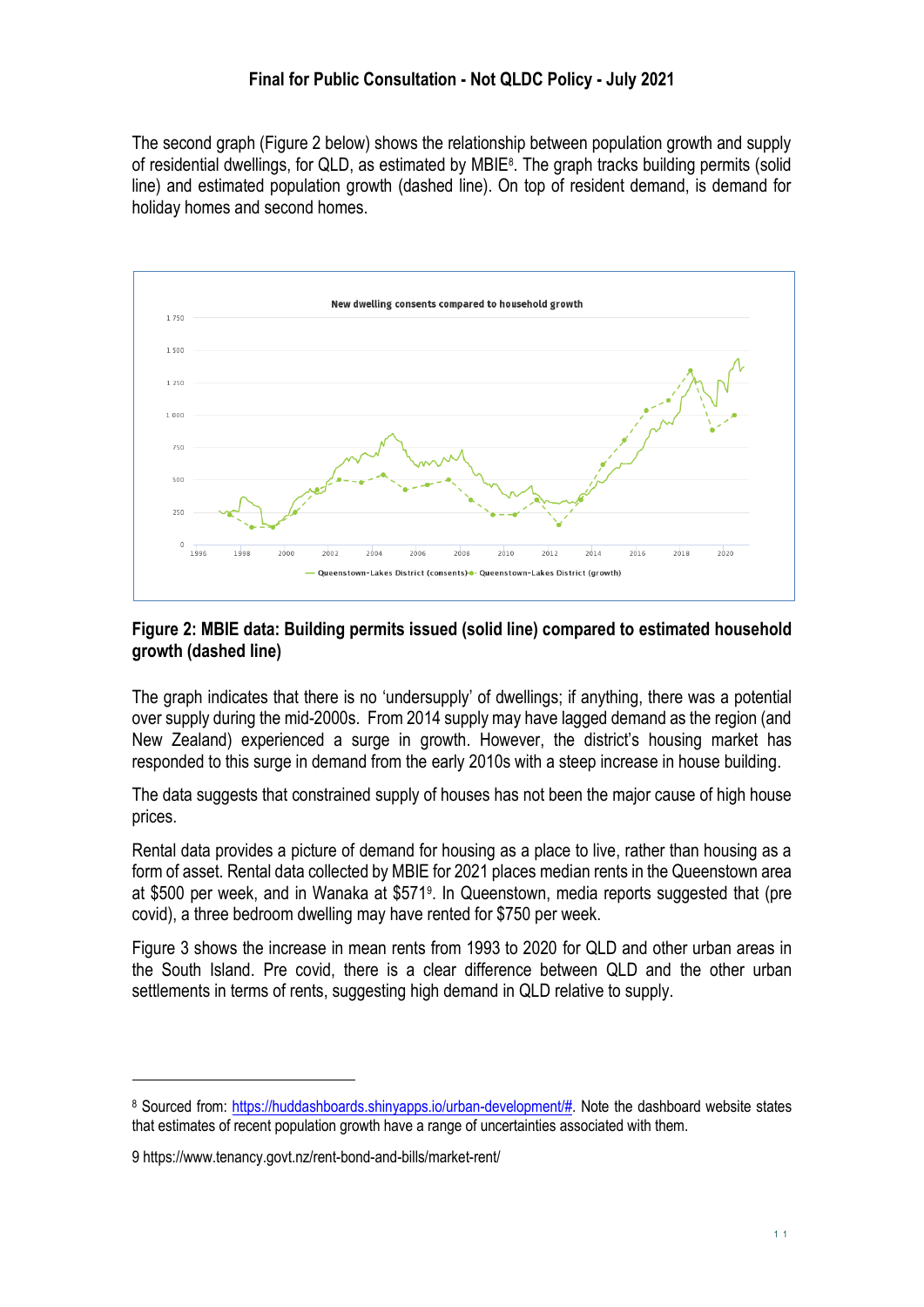The second graph (Figure 2 below) shows the relationship between population growth and supply of residential dwellings, for QLD, as estimated by MBIE[8]. The graph tracks building permits (solid line) and estimated population growth (dashed line). On top of resident demand, is demand for holiday homes and second homes.

**Figure 2: MBIE data: Building permits issued (solid line) compared to estimated household growth (dashed line)**

The graph indicates that there is no 'undersupply' of dwellings; if anything, there was a potential over supply during the mid-2000s. From 2014 supply may have lagged demand as the region (and New Zealand) experienced a surge in growth. However, the district's housing market has responded to this surge in demand from the early 2010s with a steep increase in house building.

The data suggests that constrained supply of houses has not been the major cause of high house prices.

Rental data provides a picture of demand for housing as a place to live, rather than housing as a form of asset. Rental data collected by MBIE for 2021 places median rents in the Queenstown area at $500 per week, and in Wanaka at $571[9]. In Queenstown, media reports suggested that (pre covid), a three bedroom dwelling may have rented for $750 per week.

Figure 3 shows the increase in mean rents from 1993 to 2020 for QLD and other urban areas in the South Island. Pre covid, there is a clear difference between QLD and the other urban settlements in terms of rents, suggesting high demand in QLD relative to supply.

---

[8] Sourced from: https://huddashboards.shinyapps.io/urban-development/#. Note the dashboard website states that estimates of recent population growth have a range of uncertainties associated with them.

[9] https://www.tenancy.govt.nz/rent-bond-and-bills/market-rent/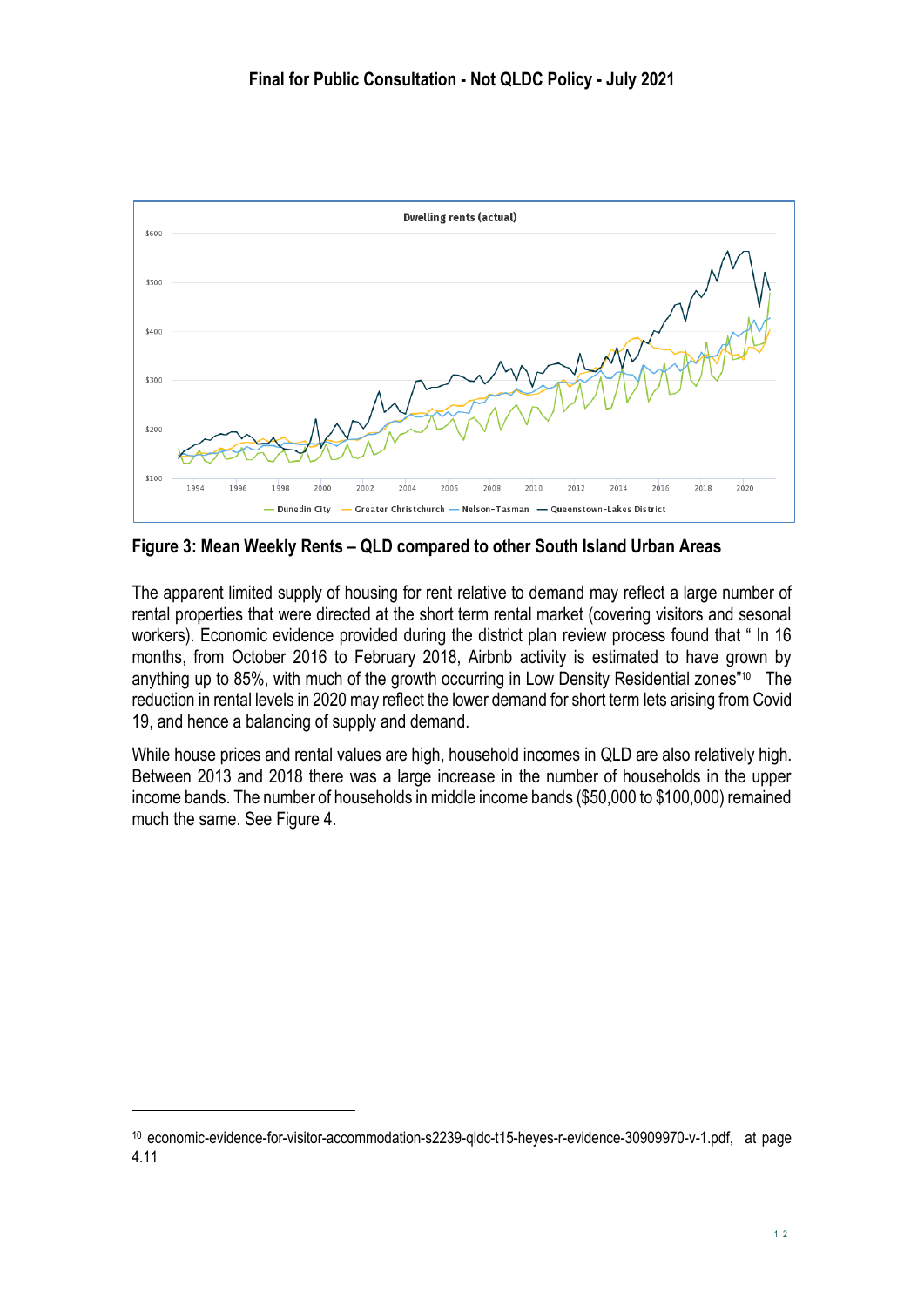**Figure 3: Mean Weekly Rents – QLD compared to other South Island Urban Areas**

The apparent limited supply of housing for rent relative to demand may reflect a large number of rental properties that were directed at the short term rental market (covering visitors and sesonal workers). Economic evidence provided during the district plan review process found that " In 16 months, from October 2016 to February 2018, Airbnb activity is estimated to have grown by anything up to 85%, with much of the growth occurring in Low Density Residential zones"[10] The reduction in rental levels in 2020 may reflect the lower demand for short term lets arising from Covid 19, and hence a balancing of supply and demand.

While house prices and rental values are high, household incomes in QLD are also relatively high. Between 2013 and 2018 there was a large increase in the number of households in the upper income bands. The number of households in middle income bands ($50,000 to $100,000) remained much the same. See Figure 4.

---

[10] economic-evidence-for-visitor-accommodation-s2239-qldc-t15-heyes-r-evidence-30909970-v-1.pdf, at page 4.11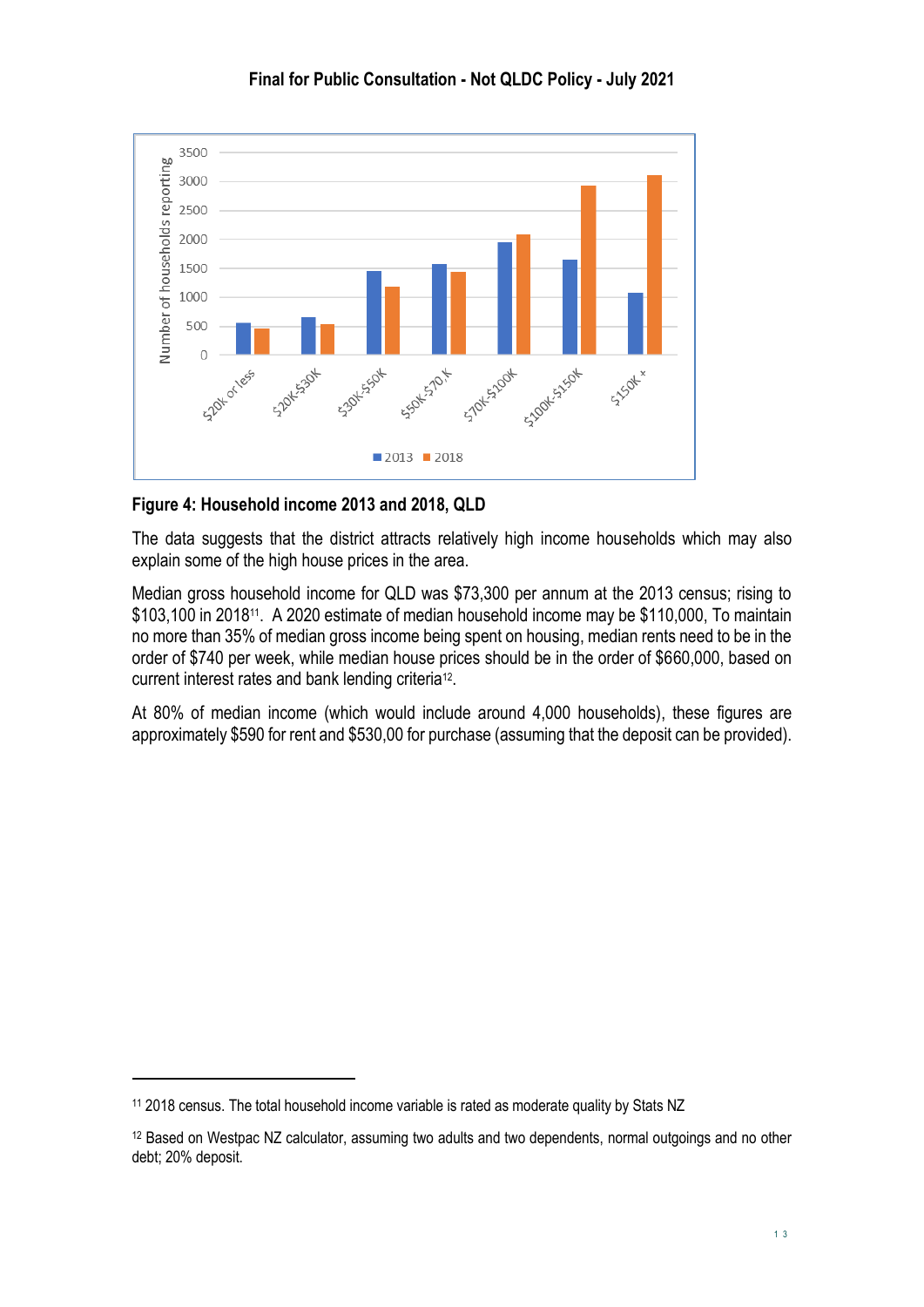**Figure 4: Household income 2013 and 2018, QLD**

The data suggests that the district attracts relatively high income households which may also explain some of the high house prices in the area.

Median gross household income for QLD was $73,300 per annum at the 2013 census; rising to $103,100 in 2018[11]. A 2020 estimate of median household income may be $110,000, To maintain no more than 35% of median gross income being spent on housing, median rents need to be in the order of $740 per week, while median house prices should be in the order of $660,000, based on current interest rates and bank lending criteria[12].

At 80% of median income (which would include around 4,000 households), these figures are approximately $590 for rent and $530,00 for purchase (assuming that the deposit can be provided).

---

[11] 2018 census. The total household income variable is rated as moderate quality by Stats NZ

[12] Based on Westpac NZ calculator, assuming two adults and two dependents, normal outgoings and no other debt; 20% deposit.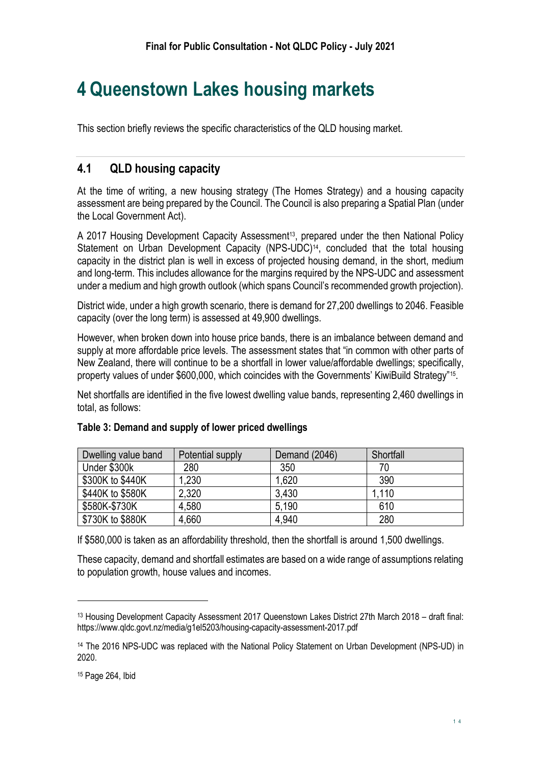# 4 Queenstown Lakes housing markets

This section briefly reviews the specific characteristics of the QLD housing market.

## 4.1 QLD housing capacity

At the time of writing, a new housing strategy (The Homes Strategy) and a housing capacity assessment are being prepared by the Council. The Council is also preparing a Spatial Plan (under the Local Government Act).

A 2017 Housing Development Capacity Assessment[13], prepared under the then National Policy Statement on Urban Development Capacity (NPS-UDC)[14], concluded that the total housing capacity in the district plan is well in excess of projected housing demand, in the short, medium and long-term. This includes allowance for the margins required by the NPS-UDC and assessment under a medium and high growth outlook (which spans Council's recommended growth projection).

District wide, under a high growth scenario, there is demand for 27,200 dwellings to 2046. Feasible capacity (over the long term) is assessed at 49,900 dwellings.

However, when broken down into house price bands, there is an imbalance between demand and supply at more affordable price levels. The assessment states that "in common with other parts of New Zealand, there will continue to be a shortfall in lower value/affordable dwellings; specifically, property values of under $600,000, which coincides with the Governments' KiwiBuild Strategy"[15].

Net shortfalls are identified in the five lowest dwelling value bands, representing 2,460 dwellings in total, as follows:

**Table 3: Demand and supply of lower priced dwellings**

| Dwelling value band | Potential supply | Demand (2046) | Shortfall |
|---|---|---|---|
| Under $300k | 280 | 350 | 70 |
| $300K to $440K | 1,230 | 1,620 | 390 |
| $440K to $580K | 2,320 | 3,430 | 1,110 |
| $580K-$730K | 4,580 | 5,190 | 610 |
| $730K to $880K | 4,660 | 4,940 | 280 |

If $580,000 is taken as an affordability threshold, then the shortfall is around 1,500 dwellings.

These capacity, demand and shortfall estimates are based on a wide range of assumptions relating to population growth, house values and incomes.

---

[13] Housing Development Capacity Assessment 2017 Queenstown Lakes District 27th March 2018 – draft final: https://www.qldc.govt.nz/media/g1el5203/housing-capacity-assessment-2017.pdf

[14] The 2016 NPS-UDC was replaced with the National Policy Statement on Urban Development (NPS-UD) in 2020.

[15] Page 264, Ibid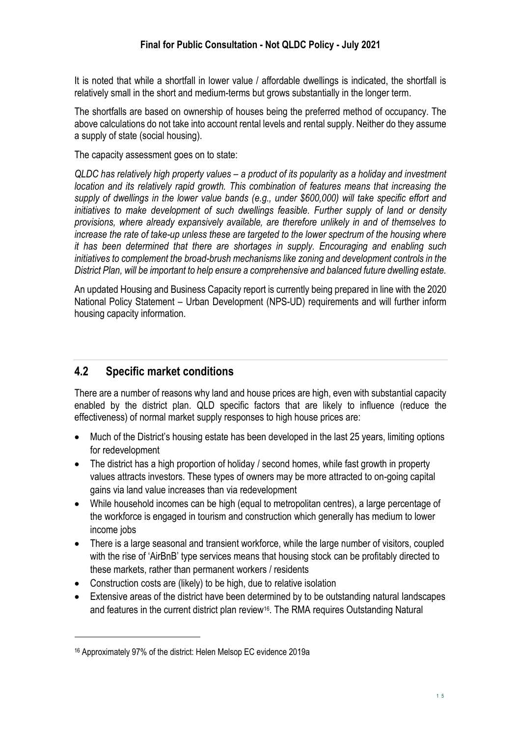It is noted that while a shortfall in lower value / affordable dwellings is indicated, the shortfall is relatively small in the short and medium-terms but grows substantially in the longer term.

The shortfalls are based on ownership of houses being the preferred method of occupancy. The above calculations do not take into account rental levels and rental supply. Neither do they assume a supply of state (social housing).

The capacity assessment goes on to state:

*QLDC has relatively high property values – a product of its popularity as a holiday and investment location and its relatively rapid growth. This combination of features means that increasing the supply of dwellings in the lower value bands (e.g., under $600,000) will take specific effort and initiatives to make development of such dwellings feasible. Further supply of land or density provisions, where already expansively available, are therefore unlikely in and of themselves to increase the rate of take-up unless these are targeted to the lower spectrum of the housing where it has been determined that there are shortages in supply. Encouraging and enabling such initiatives to complement the broad-brush mechanisms like zoning and development controls in the District Plan, will be important to help ensure a comprehensive and balanced future dwelling estate.*

An updated Housing and Business Capacity report is currently being prepared in line with the 2020 National Policy Statement – Urban Development (NPS-UD) requirements and will further inform housing capacity information.

## 4.2 Specific market conditions

There are a number of reasons why land and house prices are high, even with substantial capacity enabled by the district plan. QLD specific factors that are likely to influence (reduce the effectiveness) of normal market supply responses to high house prices are:

- Much of the District's housing estate has been developed in the last 25 years, limiting options for redevelopment
- The district has a high proportion of holiday / second homes, while fast growth in property values attracts investors. These types of owners may be more attracted to on-going capital gains via land value increases than via redevelopment
- While household incomes can be high (equal to metropolitan centres), a large percentage of the workforce is engaged in tourism and construction which generally has medium to lower income jobs
- There is a large seasonal and transient workforce, while the large number of visitors, coupled with the rise of 'AirBnB' type services means that housing stock can be profitably directed to these markets, rather than permanent workers / residents
- Construction costs are (likely) to be high, due to relative isolation
- Extensive areas of the district have been determined by to be outstanding natural landscapes and features in the current district plan review[16]. The RMA requires Outstanding Natural

[16] Approximately 97% of the district: Helen Melsop EC evidence 2019a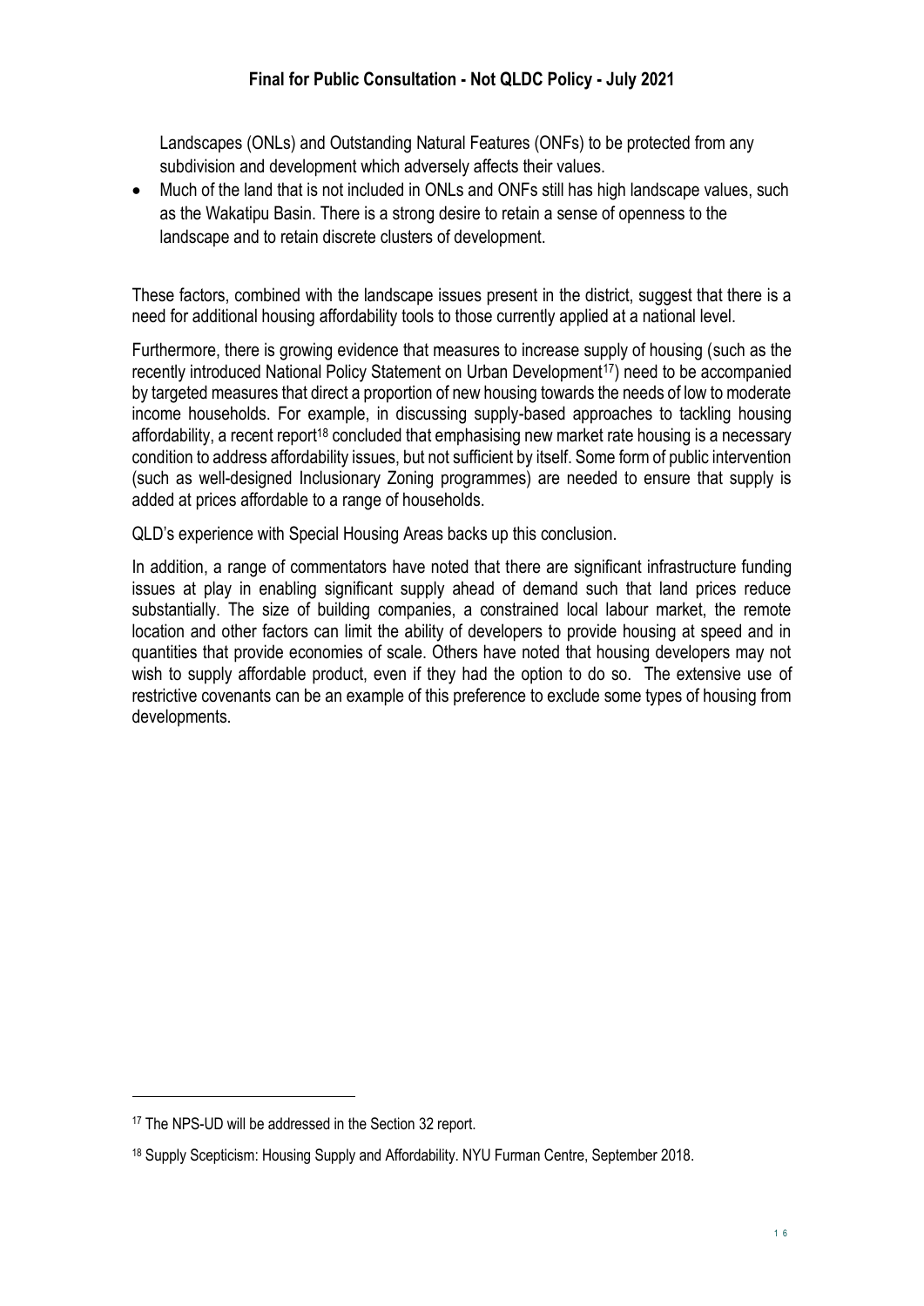Landscapes (ONLs) and Outstanding Natural Features (ONFs) to be protected from any subdivision and development which adversely affects their values.

- Much of the land that is not included in ONLs and ONFs still has high landscape values, such as the Wakatipu Basin. There is a strong desire to retain a sense of openness to the landscape and to retain discrete clusters of development.

These factors, combined with the landscape issues present in the district, suggest that there is a need for additional housing affordability tools to those currently applied at a national level.

Furthermore, there is growing evidence that measures to increase supply of housing (such as the recently introduced National Policy Statement on Urban Development[17]) need to be accompanied by targeted measures that direct a proportion of new housing towards the needs of low to moderate income households. For example, in discussing supply-based approaches to tackling housing affordability, a recent report[18] concluded that emphasising new market rate housing is a necessary condition to address affordability issues, but not sufficient by itself. Some form of public intervention (such as well-designed Inclusionary Zoning programmes) are needed to ensure that supply is added at prices affordable to a range of households.

QLD's experience with Special Housing Areas backs up this conclusion.

In addition, a range of commentators have noted that there are significant infrastructure funding issues at play in enabling significant supply ahead of demand such that land prices reduce substantially. The size of building companies, a constrained local labour market, the remote location and other factors can limit the ability of developers to provide housing at speed and in quantities that provide economies of scale. Others have noted that housing developers may not wish to supply affordable product, even if they had the option to do so. The extensive use of restrictive covenants can be an example of this preference to exclude some types of housing from developments.

---

[17] The NPS-UD will be addressed in the Section 32 report.

[18] Supply Scepticism: Housing Supply and Affordability. NYU Furman Centre, September 2018.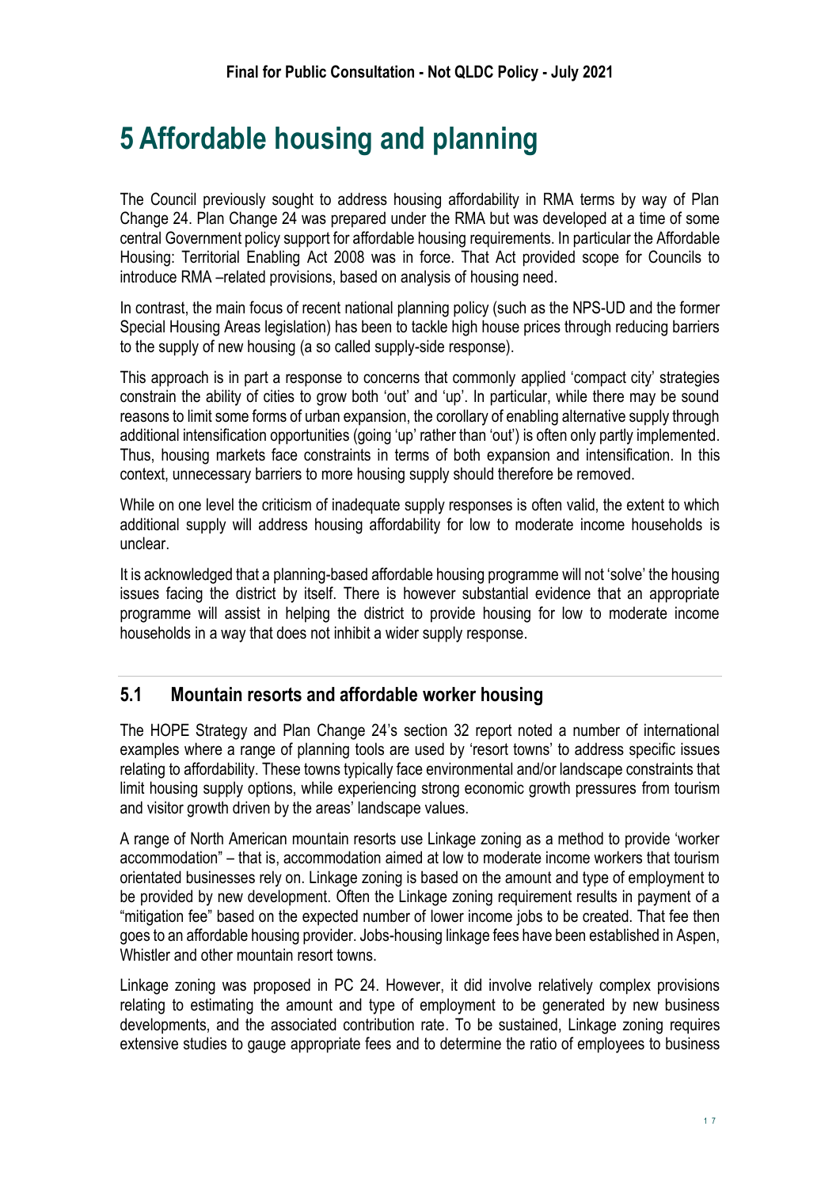# 5 Affordable housing and planning

The Council previously sought to address housing affordability in RMA terms by way of Plan Change 24. Plan Change 24 was prepared under the RMA but was developed at a time of some central Government policy support for affordable housing requirements. In particular the Affordable Housing: Territorial Enabling Act 2008 was in force. That Act provided scope for Councils to introduce RMA –related provisions, based on analysis of housing need.

In contrast, the main focus of recent national planning policy (such as the NPS-UD and the former Special Housing Areas legislation) has been to tackle high house prices through reducing barriers to the supply of new housing (a so called supply-side response).

This approach is in part a response to concerns that commonly applied 'compact city' strategies constrain the ability of cities to grow both 'out' and 'up'. In particular, while there may be sound reasons to limit some forms of urban expansion, the corollary of enabling alternative supply through additional intensification opportunities (going 'up' rather than 'out') is often only partly implemented. Thus, housing markets face constraints in terms of both expansion and intensification. In this context, unnecessary barriers to more housing supply should therefore be removed.

While on one level the criticism of inadequate supply responses is often valid, the extent to which additional supply will address housing affordability for low to moderate income households is unclear.

It is acknowledged that a planning-based affordable housing programme will not 'solve' the housing issues facing the district by itself. There is however substantial evidence that an appropriate programme will assist in helping the district to provide housing for low to moderate income households in a way that does not inhibit a wider supply response.

## 5.1 Mountain resorts and affordable worker housing

The HOPE Strategy and Plan Change 24's section 32 report noted a number of international examples where a range of planning tools are used by 'resort towns' to address specific issues relating to affordability. These towns typically face environmental and/or landscape constraints that limit housing supply options, while experiencing strong economic growth pressures from tourism and visitor growth driven by the areas' landscape values.

A range of North American mountain resorts use Linkage zoning as a method to provide 'worker accommodation" – that is, accommodation aimed at low to moderate income workers that tourism orientated businesses rely on. Linkage zoning is based on the amount and type of employment to be provided by new development. Often the Linkage zoning requirement results in payment of a "mitigation fee" based on the expected number of lower income jobs to be created. That fee then goes to an affordable housing provider. Jobs-housing linkage fees have been established in Aspen, Whistler and other mountain resort towns.

Linkage zoning was proposed in PC 24. However, it did involve relatively complex provisions relating to estimating the amount and type of employment to be generated by new business developments, and the associated contribution rate. To be sustained, Linkage zoning requires extensive studies to gauge appropriate fees and to determine the ratio of employees to business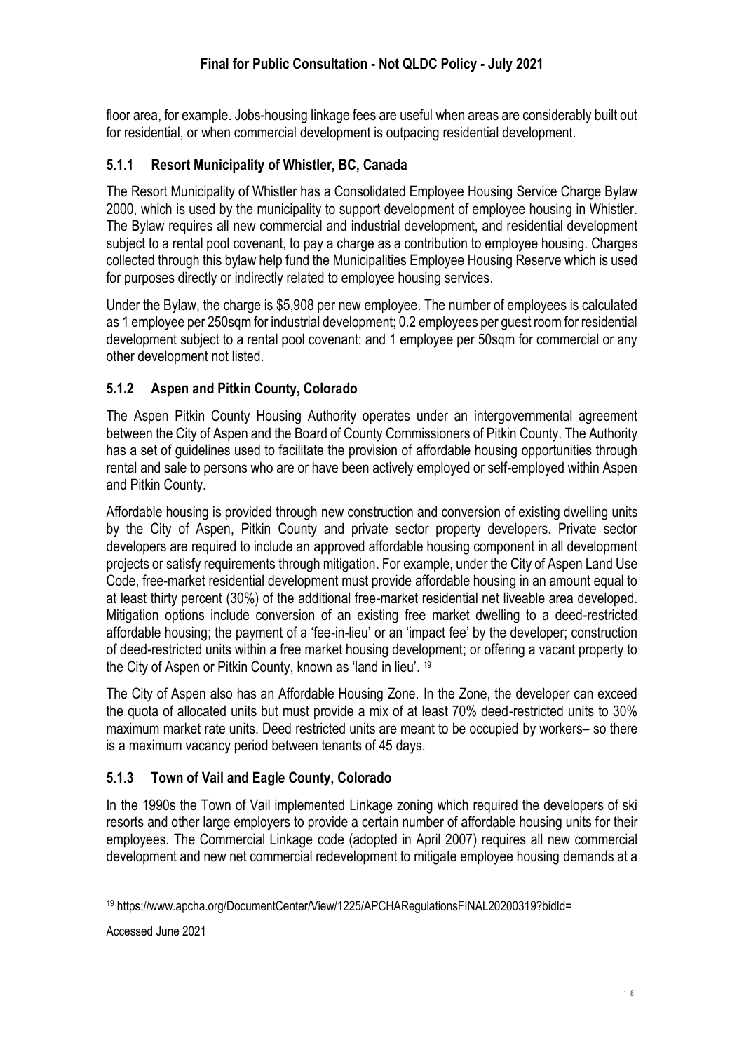floor area, for example. Jobs-housing linkage fees are useful when areas are considerably built out for residential, or when commercial development is outpacing residential development.

### 5.1.1 Resort Municipality of Whistler, BC, Canada

The Resort Municipality of Whistler has a Consolidated Employee Housing Service Charge Bylaw 2000, which is used by the municipality to support development of employee housing in Whistler. The Bylaw requires all new commercial and industrial development, and residential development subject to a rental pool covenant, to pay a charge as a contribution to employee housing. Charges collected through this bylaw help fund the Municipalities Employee Housing Reserve which is used for purposes directly or indirectly related to employee housing services.

Under the Bylaw, the charge is $5,908 per new employee. The number of employees is calculated as 1 employee per 250sqm for industrial development; 0.2 employees per guest room for residential development subject to a rental pool covenant; and 1 employee per 50sqm for commercial or any other development not listed.

### 5.1.2 Aspen and Pitkin County, Colorado

The Aspen Pitkin County Housing Authority operates under an intergovernmental agreement between the City of Aspen and the Board of County Commissioners of Pitkin County. The Authority has a set of guidelines used to facilitate the provision of affordable housing opportunities through rental and sale to persons who are or have been actively employed or self-employed within Aspen and Pitkin County.

Affordable housing is provided through new construction and conversion of existing dwelling units by the City of Aspen, Pitkin County and private sector property developers. Private sector developers are required to include an approved affordable housing component in all development projects or satisfy requirements through mitigation. For example, under the City of Aspen Land Use Code, free-market residential development must provide affordable housing in an amount equal to at least thirty percent (30%) of the additional free-market residential net liveable area developed. Mitigation options include conversion of an existing free market dwelling to a deed-restricted affordable housing; the payment of a 'fee-in-lieu' or an 'impact fee' by the developer; construction of deed-restricted units within a free market housing development; or offering a vacant property to the City of Aspen or Pitkin County, known as 'land in lieu'. [19]

The City of Aspen also has an Affordable Housing Zone. In the Zone, the developer can exceed the quota of allocated units but must provide a mix of at least 70% deed-restricted units to 30% maximum market rate units. Deed restricted units are meant to be occupied by workers– so there is a maximum vacancy period between tenants of 45 days.

### 5.1.3 Town of Vail and Eagle County, Colorado

In the 1990s the Town of Vail implemented Linkage zoning which required the developers of ski resorts and other large employers to provide a certain number of affordable housing units for their employees. The Commercial Linkage code (adopted in April 2007) requires all new commercial development and new net commercial redevelopment to mitigate employee housing demands at a

---

[19] https://www.apcha.org/DocumentCenter/View/1225/APCHARegulationsFINAL20200319?bidId=

Accessed June 2021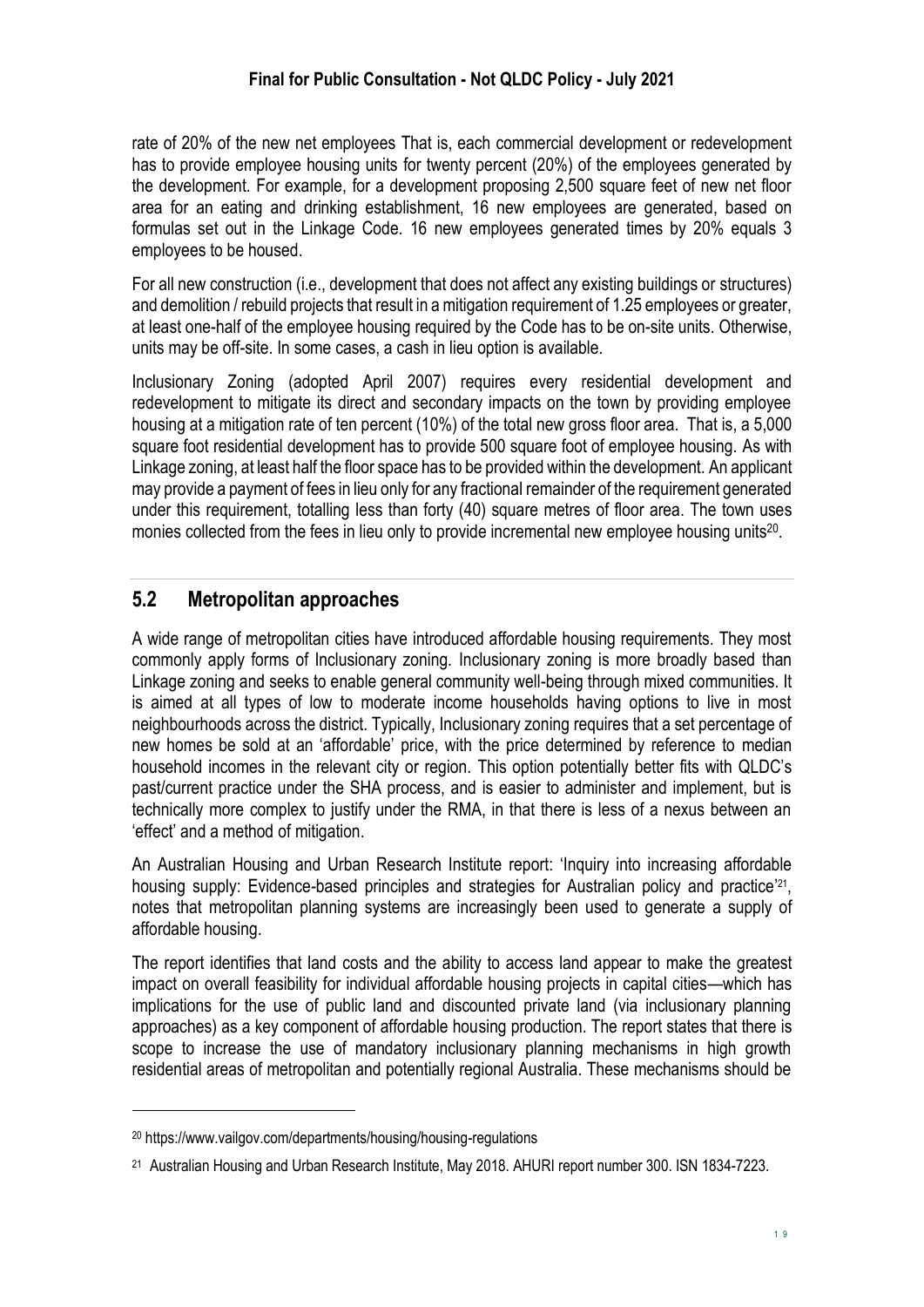rate of 20% of the new net employees That is, each commercial development or redevelopment has to provide employee housing units for twenty percent (20%) of the employees generated by the development. For example, for a development proposing 2,500 square feet of new net floor area for an eating and drinking establishment, 16 new employees are generated, based on formulas set out in the Linkage Code. 16 new employees generated times by 20% equals 3 employees to be housed.

For all new construction (i.e., development that does not affect any existing buildings or structures) and demolition / rebuild projects that result in a mitigation requirement of 1.25 employees or greater, at least one-half of the employee housing required by the Code has to be on-site units. Otherwise, units may be off-site. In some cases, a cash in lieu option is available.

Inclusionary Zoning (adopted April 2007) requires every residential development and redevelopment to mitigate its direct and secondary impacts on the town by providing employee housing at a mitigation rate of ten percent (10%) of the total new gross floor area. That is, a 5,000 square foot residential development has to provide 500 square foot of employee housing. As with Linkage zoning, at least half the floor space has to be provided within the development. An applicant may provide a payment of fees in lieu only for any fractional remainder of the requirement generated under this requirement, totalling less than forty (40) square metres of floor area. The town uses monies collected from the fees in lieu only to provide incremental new employee housing units[20].

## 5.2 Metropolitan approaches

A wide range of metropolitan cities have introduced affordable housing requirements. They most commonly apply forms of Inclusionary zoning. Inclusionary zoning is more broadly based than Linkage zoning and seeks to enable general community well-being through mixed communities. It is aimed at all types of low to moderate income households having options to live in most neighbourhoods across the district. Typically, Inclusionary zoning requires that a set percentage of new homes be sold at an 'affordable' price, with the price determined by reference to median household incomes in the relevant city or region. This option potentially better fits with QLDC's past/current practice under the SHA process, and is easier to administer and implement, but is technically more complex to justify under the RMA, in that there is less of a nexus between an 'effect' and a method of mitigation.

An Australian Housing and Urban Research Institute report: 'Inquiry into increasing affordable housing supply: Evidence-based principles and strategies for Australian policy and practice'[21], notes that metropolitan planning systems are increasingly been used to generate a supply of affordable housing.

The report identifies that land costs and the ability to access land appear to make the greatest impact on overall feasibility for individual affordable housing projects in capital cities—which has implications for the use of public land and discounted private land (via inclusionary planning approaches) as a key component of affordable housing production. The report states that there is scope to increase the use of mandatory inclusionary planning mechanisms in high growth residential areas of metropolitan and potentially regional Australia. These mechanisms should be

[20] https://www.vailgov.com/departments/housing/housing-regulations

[21] Australian Housing and Urban Research Institute, May 2018. AHURI report number 300. ISN 1834-7223.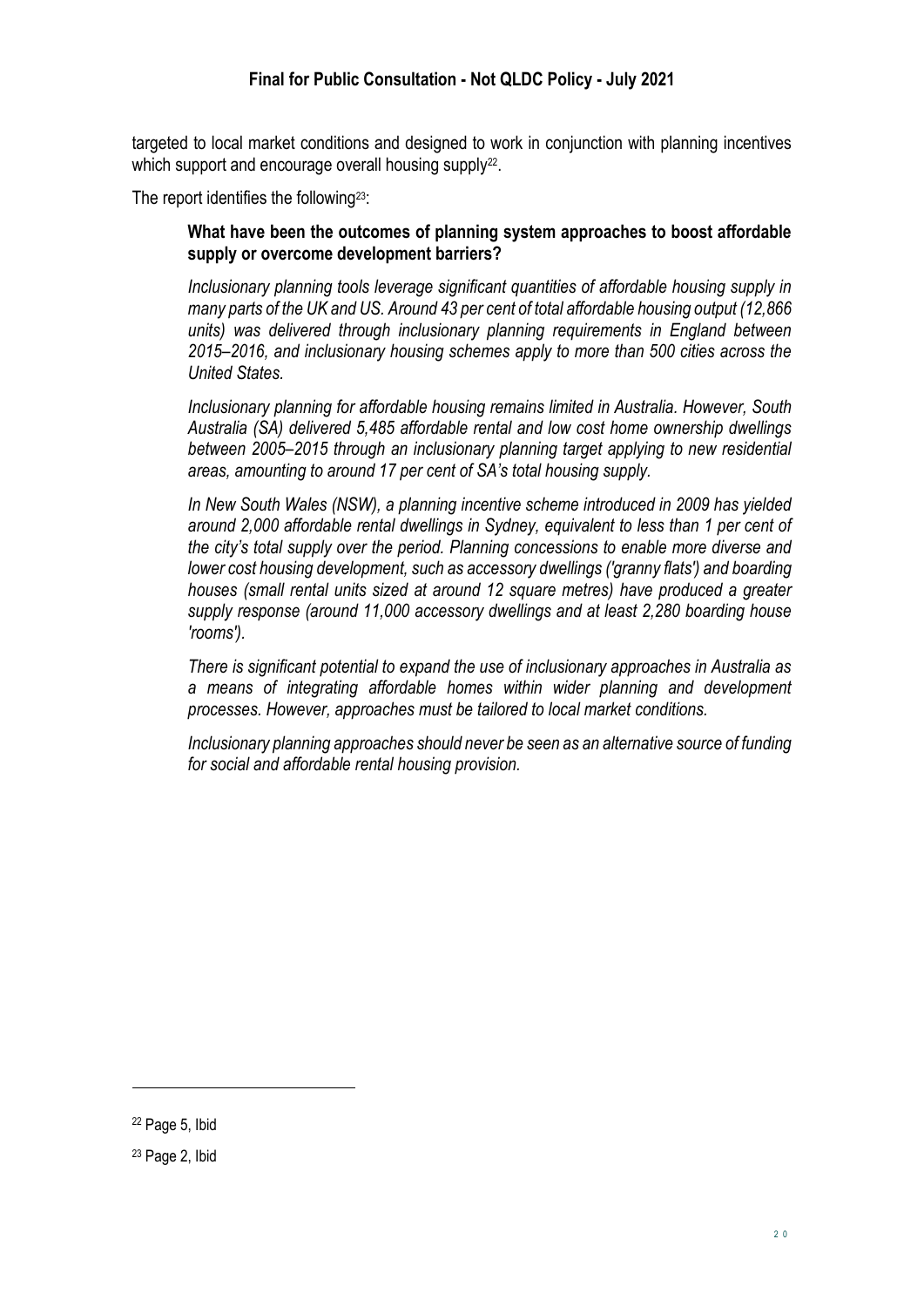targeted to local market conditions and designed to work in conjunction with planning incentives which support and encourage overall housing supply[22].

The report identifies the following[23]:

> **What have been the outcomes of planning system approaches to boost affordable supply or overcome development barriers?**
>
> *Inclusionary planning tools leverage significant quantities of affordable housing supply in many parts of the UK and US. Around 43 per cent of total affordable housing output (12,866 units) was delivered through inclusionary planning requirements in England between 2015–2016, and inclusionary housing schemes apply to more than 500 cities across the United States.*
>
> *Inclusionary planning for affordable housing remains limited in Australia. However, South Australia (SA) delivered 5,485 affordable rental and low cost home ownership dwellings between 2005–2015 through an inclusionary planning target applying to new residential areas, amounting to around 17 per cent of SA's total housing supply.*
>
> *In New South Wales (NSW), a planning incentive scheme introduced in 2009 has yielded around 2,000 affordable rental dwellings in Sydney, equivalent to less than 1 per cent of the city's total supply over the period. Planning concessions to enable more diverse and lower cost housing development, such as accessory dwellings ('granny flats') and boarding houses (small rental units sized at around 12 square metres) have produced a greater supply response (around 11,000 accessory dwellings and at least 2,280 boarding house 'rooms').*
>
> *There is significant potential to expand the use of inclusionary approaches in Australia as a means of integrating affordable homes within wider planning and development processes. However, approaches must be tailored to local market conditions.*
>
> *Inclusionary planning approaches should never be seen as an alternative source of funding for social and affordable rental housing provision.*

---

[22] Page 5, Ibid

[23] Page 2, Ibid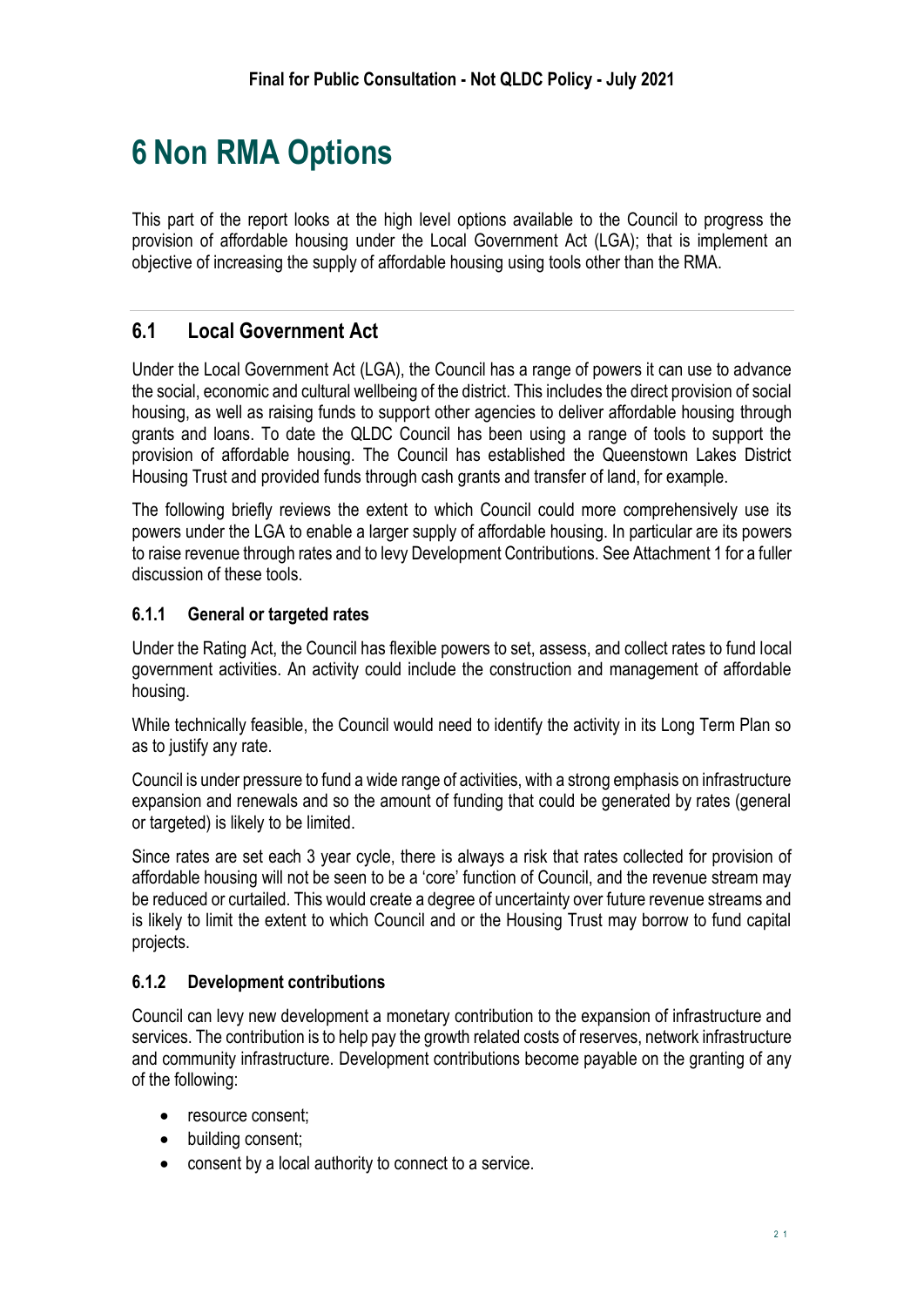# 6 Non RMA Options

This part of the report looks at the high level options available to the Council to progress the provision of affordable housing under the Local Government Act (LGA); that is implement an objective of increasing the supply of affordable housing using tools other than the RMA.

## 6.1 Local Government Act

Under the Local Government Act (LGA), the Council has a range of powers it can use to advance the social, economic and cultural wellbeing of the district. This includes the direct provision of social housing, as well as raising funds to support other agencies to deliver affordable housing through grants and loans. To date the QLDC Council has been using a range of tools to support the provision of affordable housing. The Council has established the Queenstown Lakes District Housing Trust and provided funds through cash grants and transfer of land, for example.

The following briefly reviews the extent to which Council could more comprehensively use its powers under the LGA to enable a larger supply of affordable housing. In particular are its powers to raise revenue through rates and to levy Development Contributions. See Attachment 1 for a fuller discussion of these tools.

### 6.1.1 General or targeted rates

Under the Rating Act, the Council has flexible powers to set, assess, and collect rates to fund local government activities. An activity could include the construction and management of affordable housing.

While technically feasible, the Council would need to identify the activity in its Long Term Plan so as to justify any rate.

Council is under pressure to fund a wide range of activities, with a strong emphasis on infrastructure expansion and renewals and so the amount of funding that could be generated by rates (general or targeted) is likely to be limited.

Since rates are set each 3 year cycle, there is always a risk that rates collected for provision of affordable housing will not be seen to be a 'core' function of Council, and the revenue stream may be reduced or curtailed. This would create a degree of uncertainty over future revenue streams and is likely to limit the extent to which Council and or the Housing Trust may borrow to fund capital projects.

### 6.1.2 Development contributions

Council can levy new development a monetary contribution to the expansion of infrastructure and services. The contribution is to help pay the growth related costs of reserves, network infrastructure and community infrastructure. Development contributions become payable on the granting of any of the following:

- resource consent;
- building consent;
- consent by a local authority to connect to a service.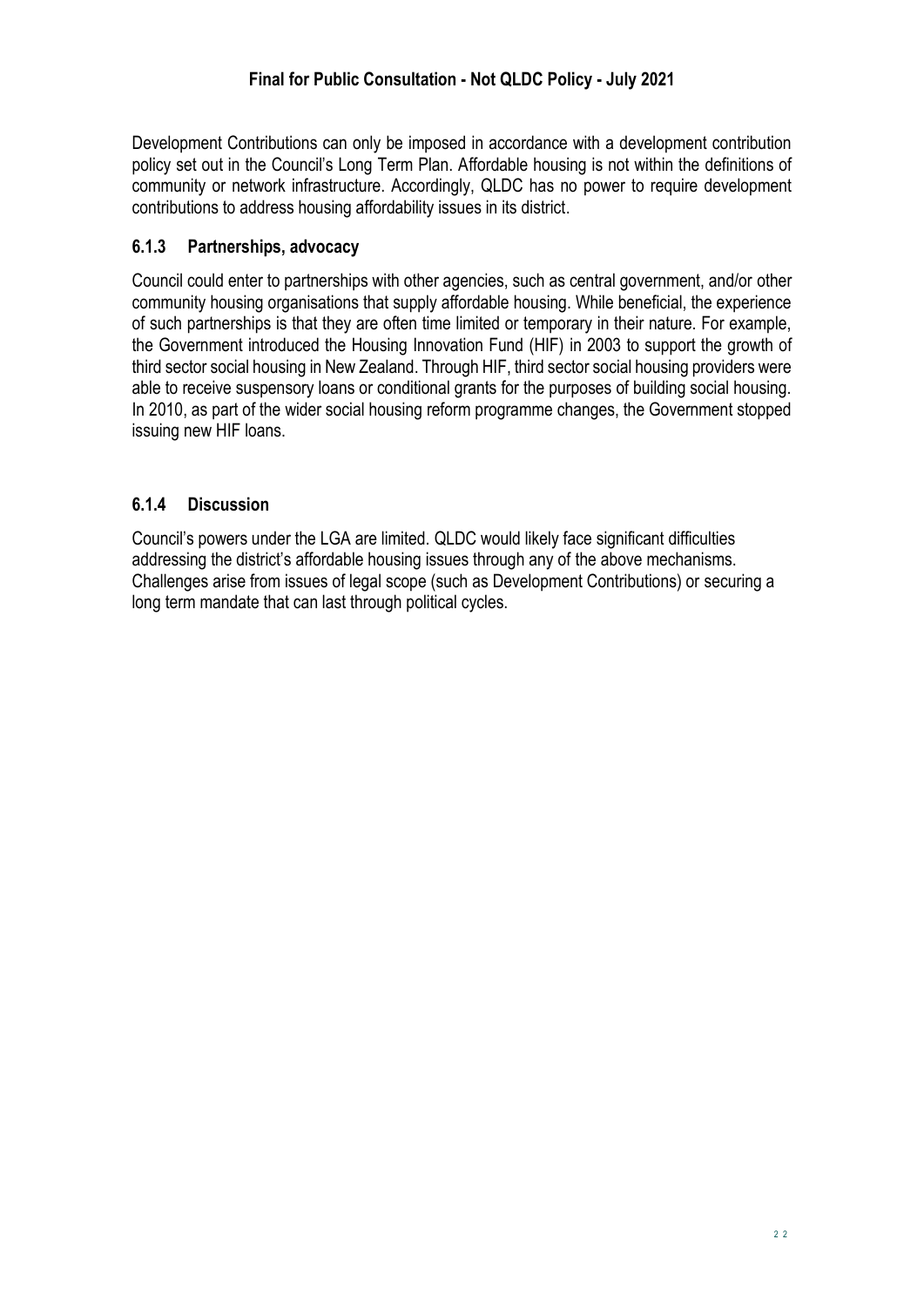Development Contributions can only be imposed in accordance with a development contribution policy set out in the Council's Long Term Plan. Affordable housing is not within the definitions of community or network infrastructure. Accordingly, QLDC has no power to require development contributions to address housing affordability issues in its district.

### 6.1.3 Partnerships, advocacy

Council could enter to partnerships with other agencies, such as central government, and/or other community housing organisations that supply affordable housing. While beneficial, the experience of such partnerships is that they are often time limited or temporary in their nature. For example, the Government introduced the Housing Innovation Fund (HIF) in 2003 to support the growth of third sector social housing in New Zealand. Through HIF, third sector social housing providers were able to receive suspensory loans or conditional grants for the purposes of building social housing. In 2010, as part of the wider social housing reform programme changes, the Government stopped issuing new HIF loans.

### 6.1.4 Discussion

Council's powers under the LGA are limited. QLDC would likely face significant difficulties addressing the district's affordable housing issues through any of the above mechanisms. Challenges arise from issues of legal scope (such as Development Contributions) or securing a long term mandate that can last through political cycles.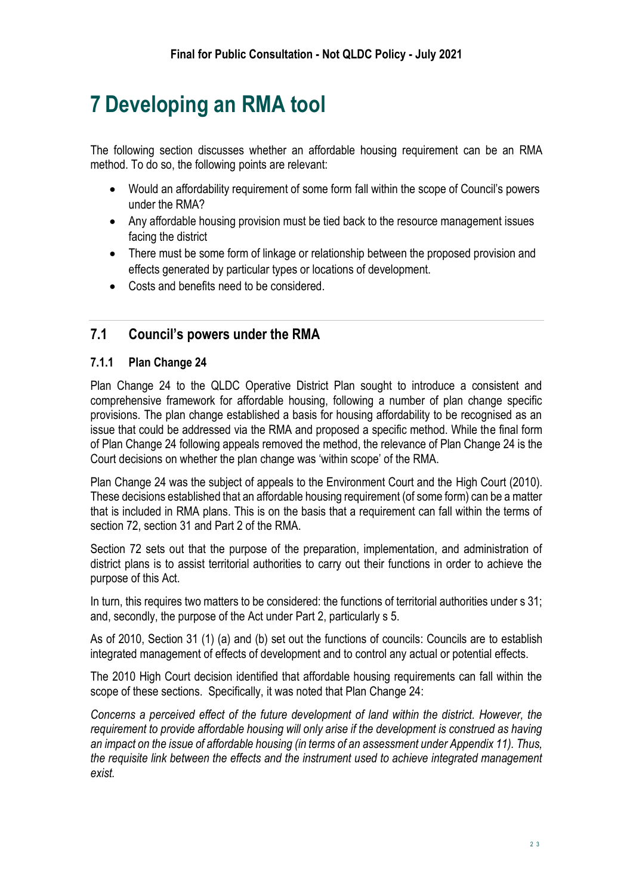# 7 Developing an RMA tool

The following section discusses whether an affordable housing requirement can be an RMA method. To do so, the following points are relevant:

- Would an affordability requirement of some form fall within the scope of Council's powers under the RMA?
- Any affordable housing provision must be tied back to the resource management issues facing the district
- There must be some form of linkage or relationship between the proposed provision and effects generated by particular types or locations of development.
- Costs and benefits need to be considered.

## 7.1 Council's powers under the RMA

### 7.1.1 Plan Change 24

Plan Change 24 to the QLDC Operative District Plan sought to introduce a consistent and comprehensive framework for affordable housing, following a number of plan change specific provisions. The plan change established a basis for housing affordability to be recognised as an issue that could be addressed via the RMA and proposed a specific method. While the final form of Plan Change 24 following appeals removed the method, the relevance of Plan Change 24 is the Court decisions on whether the plan change was 'within scope' of the RMA.

Plan Change 24 was the subject of appeals to the Environment Court and the High Court (2010). These decisions established that an affordable housing requirement (of some form) can be a matter that is included in RMA plans. This is on the basis that a requirement can fall within the terms of section 72, section 31 and Part 2 of the RMA.

Section 72 sets out that the purpose of the preparation, implementation, and administration of district plans is to assist territorial authorities to carry out their functions in order to achieve the purpose of this Act.

In turn, this requires two matters to be considered: the functions of territorial authorities under s 31; and, secondly, the purpose of the Act under Part 2, particularly s 5.

As of 2010, Section 31 (1) (a) and (b) set out the functions of councils: Councils are to establish integrated management of effects of development and to control any actual or potential effects.

The 2010 High Court decision identified that affordable housing requirements can fall within the scope of these sections. Specifically, it was noted that Plan Change 24:

*Concerns a perceived effect of the future development of land within the district. However, the requirement to provide affordable housing will only arise if the development is construed as having an impact on the issue of affordable housing (in terms of an assessment under Appendix 11). Thus, the requisite link between the effects and the instrument used to achieve integrated management exist.*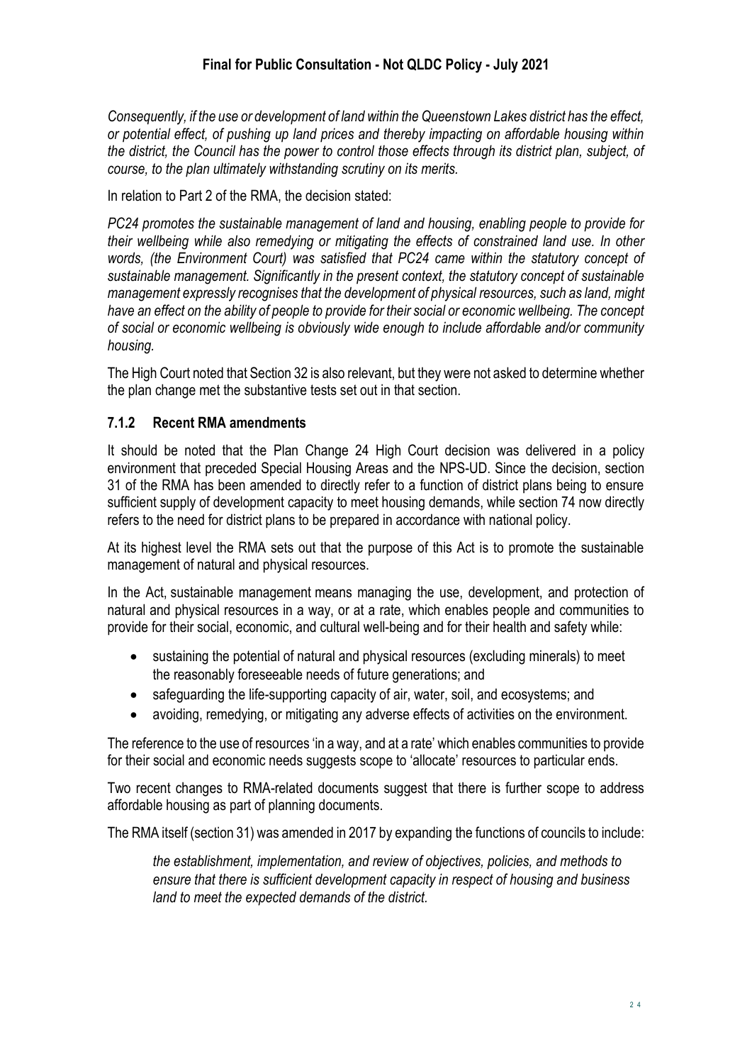*Consequently, if the use or development of land within the Queenstown Lakes district has the effect, or potential effect, of pushing up land prices and thereby impacting on affordable housing within the district, the Council has the power to control those effects through its district plan, subject, of course, to the plan ultimately withstanding scrutiny on its merits.*

In relation to Part 2 of the RMA, the decision stated:

*PC24 promotes the sustainable management of land and housing, enabling people to provide for their wellbeing while also remedying or mitigating the effects of constrained land use. In other words, (the Environment Court) was satisfied that PC24 came within the statutory concept of sustainable management. Significantly in the present context, the statutory concept of sustainable management expressly recognises that the development of physical resources, such as land, might have an effect on the ability of people to provide for their social or economic wellbeing. The concept of social or economic wellbeing is obviously wide enough to include affordable and/or community housing.*

The High Court noted that Section 32 is also relevant, but they were not asked to determine whether the plan change met the substantive tests set out in that section.

### 7.1.2 Recent RMA amendments

It should be noted that the Plan Change 24 High Court decision was delivered in a policy environment that preceded Special Housing Areas and the NPS-UD. Since the decision, section 31 of the RMA has been amended to directly refer to a function of district plans being to ensure sufficient supply of development capacity to meet housing demands, while section 74 now directly refers to the need for district plans to be prepared in accordance with national policy.

At its highest level the RMA sets out that the purpose of this Act is to promote the sustainable management of natural and physical resources.

In the Act, sustainable management means managing the use, development, and protection of natural and physical resources in a way, or at a rate, which enables people and communities to provide for their social, economic, and cultural well-being and for their health and safety while:

- sustaining the potential of natural and physical resources (excluding minerals) to meet the reasonably foreseeable needs of future generations; and
- safeguarding the life-supporting capacity of air, water, soil, and ecosystems; and
- avoiding, remedying, or mitigating any adverse effects of activities on the environment.

The reference to the use of resources 'in a way, and at a rate' which enables communities to provide for their social and economic needs suggests scope to 'allocate' resources to particular ends.

Two recent changes to RMA-related documents suggest that there is further scope to address affordable housing as part of planning documents.

The RMA itself (section 31) was amended in 2017 by expanding the functions of councils to include:

> *the establishment, implementation, and review of objectives, policies, and methods to ensure that there is sufficient development capacity in respect of housing and business land to meet the expected demands of the district.*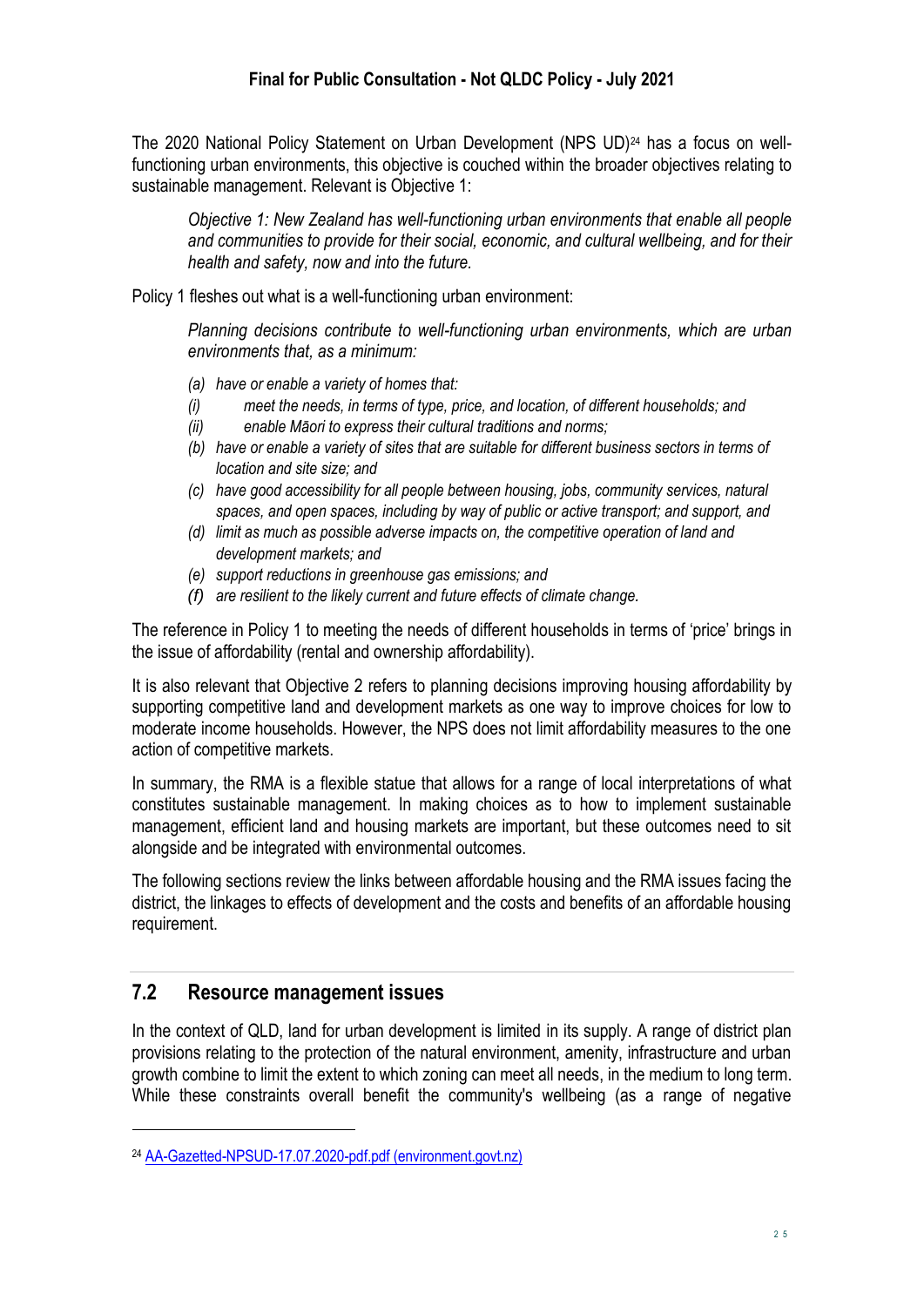The 2020 National Policy Statement on Urban Development (NPS UD)[24] has a focus on well-functioning urban environments, this objective is couched within the broader objectives relating to sustainable management. Relevant is Objective 1:

> *Objective 1: New Zealand has well-functioning urban environments that enable all people and communities to provide for their social, economic, and cultural wellbeing, and for their health and safety, now and into the future.*

Policy 1 fleshes out what is a well-functioning urban environment:

> *Planning decisions contribute to well-functioning urban environments, which are urban environments that, as a minimum:*
>
> *(a) have or enable a variety of homes that:*
>
> *(i) meet the needs, in terms of type, price, and location, of different households; and*
>
> *(ii) enable Māori to express their cultural traditions and norms;*
>
> *(b) have or enable a variety of sites that are suitable for different business sectors in terms of location and site size; and*
>
> *(c) have good accessibility for all people between housing, jobs, community services, natural spaces, and open spaces, including by way of public or active transport; and support, and*
>
> *(d) limit as much as possible adverse impacts on, the competitive operation of land and development markets; and*
>
> *(e) support reductions in greenhouse gas emissions; and*
>
> *(f) are resilient to the likely current and future effects of climate change.*

The reference in Policy 1 to meeting the needs of different households in terms of 'price' brings in the issue of affordability (rental and ownership affordability).

It is also relevant that Objective 2 refers to planning decisions improving housing affordability by supporting competitive land and development markets as one way to improve choices for low to moderate income households. However, the NPS does not limit affordability measures to the one action of competitive markets.

In summary, the RMA is a flexible statue that allows for a range of local interpretations of what constitutes sustainable management. In making choices as to how to implement sustainable management, efficient land and housing markets are important, but these outcomes need to sit alongside and be integrated with environmental outcomes.

The following sections review the links between affordable housing and the RMA issues facing the district, the linkages to effects of development and the costs and benefits of an affordable housing requirement.

## 7.2 Resource management issues

In the context of QLD, land for urban development is limited in its supply. A range of district plan provisions relating to the protection of the natural environment, amenity, infrastructure and urban growth combine to limit the extent to which zoning can meet all needs, in the medium to long term. While these constraints overall benefit the community's wellbeing (as a range of negative

---

[24] AA-Gazetted-NPSUD-17.07.2020-pdf.pdf (environment.govt.nz)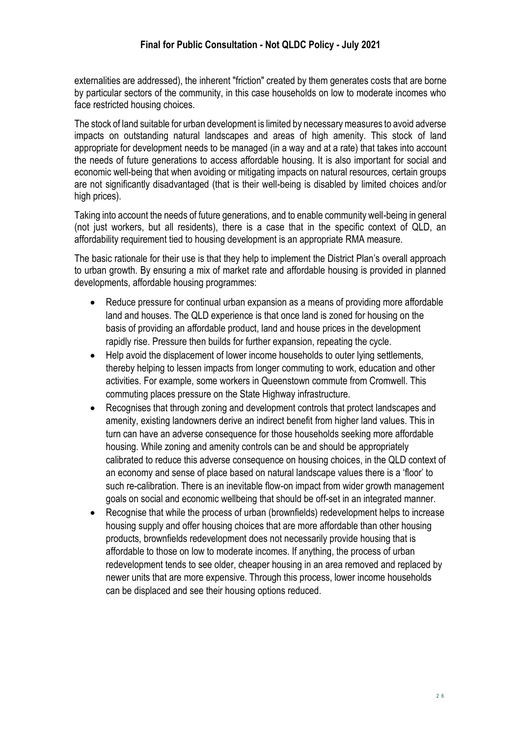externalities are addressed), the inherent "friction" created by them generates costs that are borne by particular sectors of the community, in this case households on low to moderate incomes who face restricted housing choices.

The stock of land suitable for urban development is limited by necessary measures to avoid adverse impacts on outstanding natural landscapes and areas of high amenity. This stock of land appropriate for development needs to be managed (in a way and at a rate) that takes into account the needs of future generations to access affordable housing. It is also important for social and economic well-being that when avoiding or mitigating impacts on natural resources, certain groups are not significantly disadvantaged (that is their well-being is disabled by limited choices and/or high prices).

Taking into account the needs of future generations, and to enable community well-being in general (not just workers, but all residents), there is a case that in the specific context of QLD, an affordability requirement tied to housing development is an appropriate RMA measure.

The basic rationale for their use is that they help to implement the District Plan's overall approach to urban growth. By ensuring a mix of market rate and affordable housing is provided in planned developments, affordable housing programmes:

- Reduce pressure for continual urban expansion as a means of providing more affordable land and houses. The QLD experience is that once land is zoned for housing on the basis of providing an affordable product, land and house prices in the development rapidly rise. Pressure then builds for further expansion, repeating the cycle.
- Help avoid the displacement of lower income households to outer lying settlements, thereby helping to lessen impacts from longer commuting to work, education and other activities. For example, some workers in Queenstown commute from Cromwell. This commuting places pressure on the State Highway infrastructure.
- Recognises that through zoning and development controls that protect landscapes and amenity, existing landowners derive an indirect benefit from higher land values. This in turn can have an adverse consequence for those households seeking more affordable housing. While zoning and amenity controls can be and should be appropriately calibrated to reduce this adverse consequence on housing choices, in the QLD context of an economy and sense of place based on natural landscape values there is a 'floor' to such re-calibration. There is an inevitable flow-on impact from wider growth management goals on social and economic wellbeing that should be off-set in an integrated manner.
- Recognise that while the process of urban (brownfields) redevelopment helps to increase housing supply and offer housing choices that are more affordable than other housing products, brownfields redevelopment does not necessarily provide housing that is affordable to those on low to moderate incomes. If anything, the process of urban redevelopment tends to see older, cheaper housing in an area removed and replaced by newer units that are more expensive. Through this process, lower income households can be displaced and see their housing options reduced.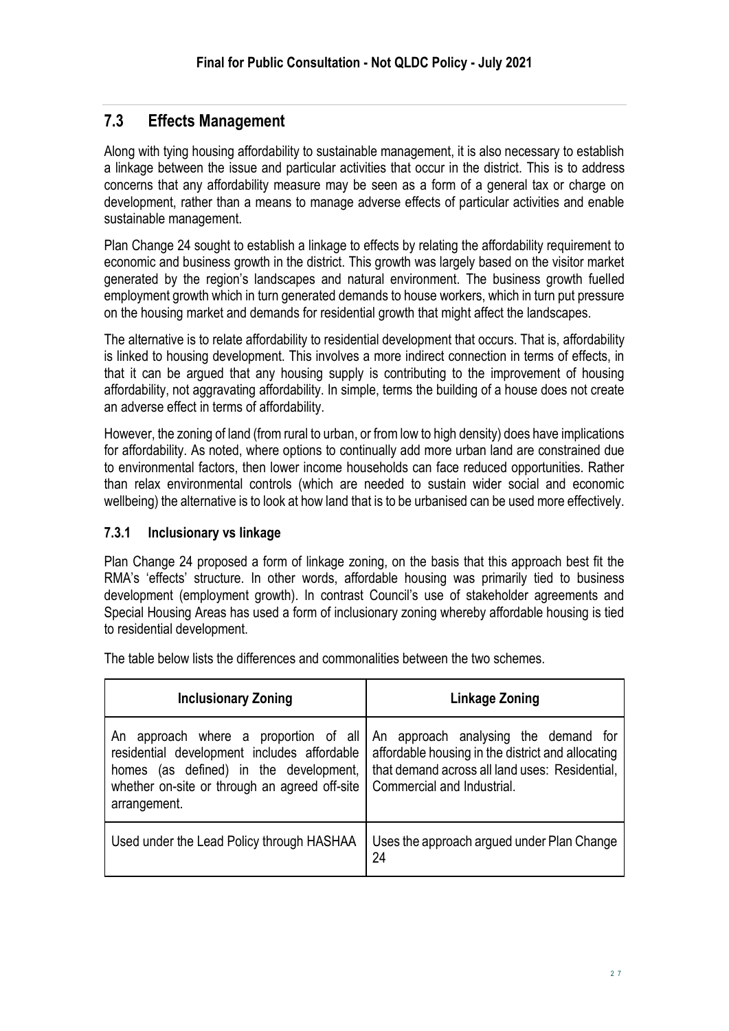## 7.3 Effects Management

Along with tying housing affordability to sustainable management, it is also necessary to establish a linkage between the issue and particular activities that occur in the district. This is to address concerns that any affordability measure may be seen as a form of a general tax or charge on development, rather than a means to manage adverse effects of particular activities and enable sustainable management.

Plan Change 24 sought to establish a linkage to effects by relating the affordability requirement to economic and business growth in the district. This growth was largely based on the visitor market generated by the region's landscapes and natural environment. The business growth fuelled employment growth which in turn generated demands to house workers, which in turn put pressure on the housing market and demands for residential growth that might affect the landscapes.

The alternative is to relate affordability to residential development that occurs. That is, affordability is linked to housing development. This involves a more indirect connection in terms of effects, in that it can be argued that any housing supply is contributing to the improvement of housing affordability, not aggravating affordability. In simple, terms the building of a house does not create an adverse effect in terms of affordability.

However, the zoning of land (from rural to urban, or from low to high density) does have implications for affordability. As noted, where options to continually add more urban land are constrained due to environmental factors, then lower income households can face reduced opportunities. Rather than relax environmental controls (which are needed to sustain wider social and economic wellbeing) the alternative is to look at how land that is to be urbanised can be used more effectively.

### 7.3.1 Inclusionary vs linkage

Plan Change 24 proposed a form of linkage zoning, on the basis that this approach best fit the RMA's 'effects' structure. In other words, affordable housing was primarily tied to business development (employment growth). In contrast Council's use of stakeholder agreements and Special Housing Areas has used a form of inclusionary zoning whereby affordable housing is tied to residential development.

The table below lists the differences and commonalities between the two schemes.

| Inclusionary Zoning | Linkage Zoning |
|---|---|
| An approach where a proportion of all residential development includes affordable homes (as defined) in the development, whether on-site or through an agreed off-site arrangement. | An approach analysing the demand for affordable housing in the district and allocating that demand across all land uses: Residential, Commercial and Industrial. |
| Used under the Lead Policy through HASHAA | Uses the approach argued under Plan Change 24 |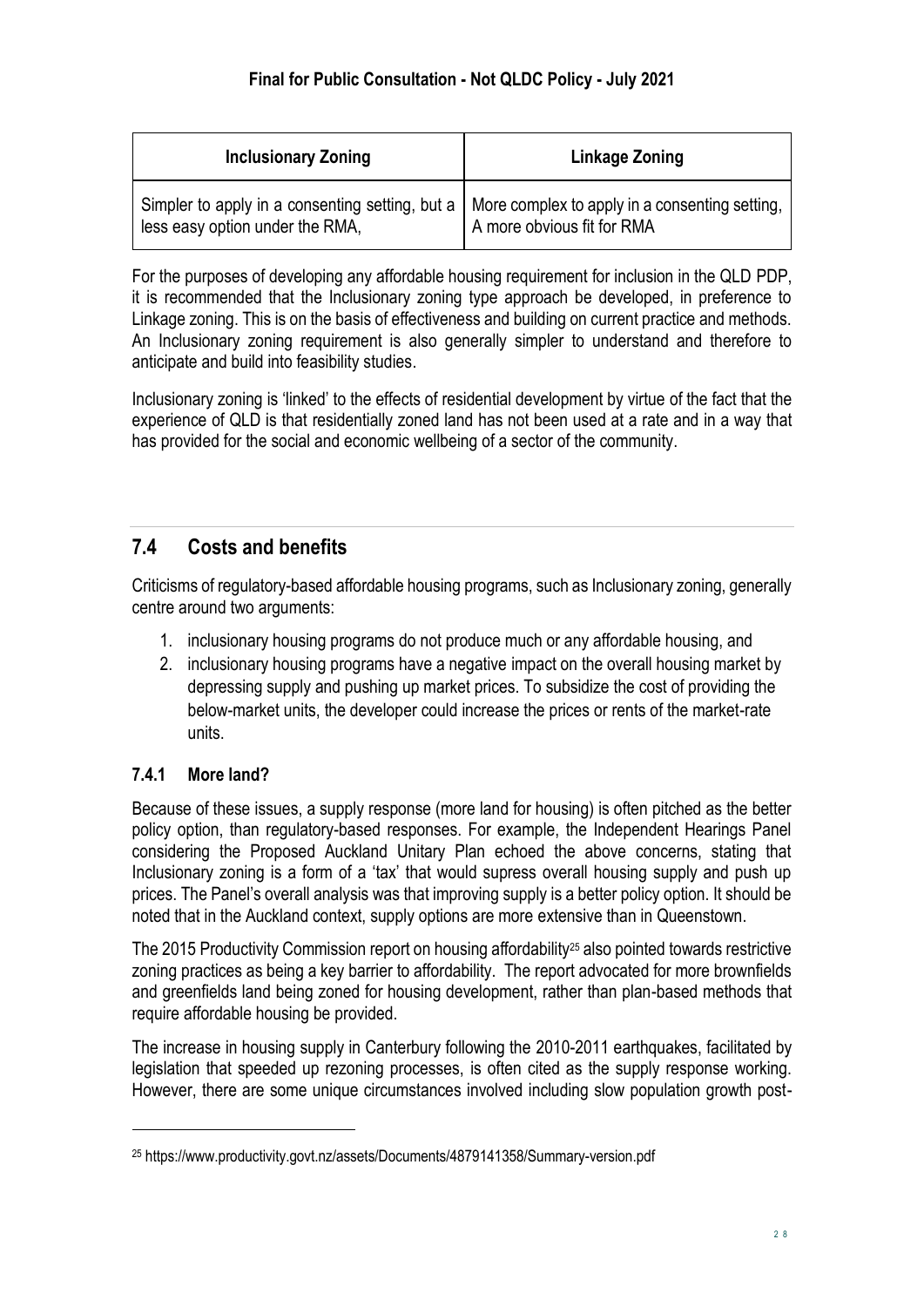| Inclusionary Zoning | Linkage Zoning |
| --- | --- |
| Simpler to apply in a consenting setting, but a less easy option under the RMA, | More complex to apply in a consenting setting, A more obvious fit for RMA |

For the purposes of developing any affordable housing requirement for inclusion in the QLD PDP, it is recommended that the Inclusionary zoning type approach be developed, in preference to Linkage zoning. This is on the basis of effectiveness and building on current practice and methods. An Inclusionary zoning requirement is also generally simpler to understand and therefore to anticipate and build into feasibility studies.

Inclusionary zoning is 'linked' to the effects of residential development by virtue of the fact that the experience of QLD is that residentially zoned land has not been used at a rate and in a way that has provided for the social and economic wellbeing of a sector of the community.

## 7.4 Costs and benefits

Criticisms of regulatory-based affordable housing programs, such as Inclusionary zoning, generally centre around two arguments:

1. inclusionary housing programs do not produce much or any affordable housing, and
2. inclusionary housing programs have a negative impact on the overall housing market by depressing supply and pushing up market prices. To subsidize the cost of providing the below-market units, the developer could increase the prices or rents of the market-rate units.

### 7.4.1 More land?

Because of these issues, a supply response (more land for housing) is often pitched as the better policy option, than regulatory-based responses. For example, the Independent Hearings Panel considering the Proposed Auckland Unitary Plan echoed the above concerns, stating that Inclusionary zoning is a form of a 'tax' that would supress overall housing supply and push up prices. The Panel's overall analysis was that improving supply is a better policy option. It should be noted that in the Auckland context, supply options are more extensive than in Queenstown.

The 2015 Productivity Commission report on housing affordability[25] also pointed towards restrictive zoning practices as being a key barrier to affordability. The report advocated for more brownfields and greenfields land being zoned for housing development, rather than plan-based methods that require affordable housing be provided.

The increase in housing supply in Canterbury following the 2010-2011 earthquakes, facilitated by legislation that speeded up rezoning processes, is often cited as the supply response working. However, there are some unique circumstances involved including slow population growth post-

[25] https://www.productivity.govt.nz/assets/Documents/4879141358/Summary-version.pdf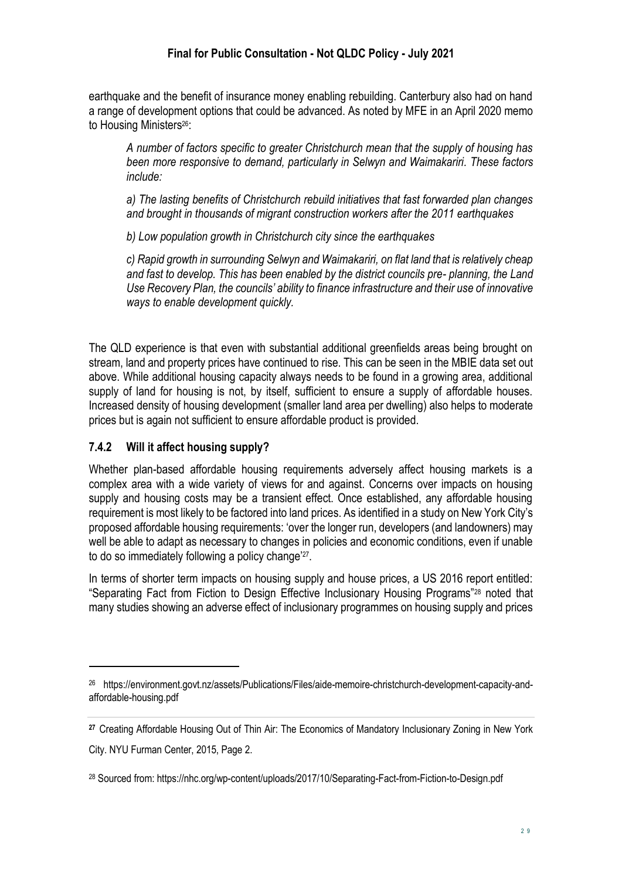earthquake and the benefit of insurance money enabling rebuilding. Canterbury also had on hand a range of development options that could be advanced. As noted by MFE in an April 2020 memo to Housing Ministers[26]:

> *A number of factors specific to greater Christchurch mean that the supply of housing has been more responsive to demand, particularly in Selwyn and Waimakariri. These factors include:*
>
> *a) The lasting benefits of Christchurch rebuild initiatives that fast forwarded plan changes and brought in thousands of migrant construction workers after the 2011 earthquakes*
>
> *b) Low population growth in Christchurch city since the earthquakes*
>
> *c) Rapid growth in surrounding Selwyn and Waimakariri, on flat land that is relatively cheap and fast to develop. This has been enabled by the district councils pre- planning, the Land Use Recovery Plan, the councils' ability to finance infrastructure and their use of innovative ways to enable development quickly.*

The QLD experience is that even with substantial additional greenfields areas being brought on stream, land and property prices have continued to rise. This can be seen in the MBIE data set out above. While additional housing capacity always needs to be found in a growing area, additional supply of land for housing is not, by itself, sufficient to ensure a supply of affordable houses. Increased density of housing development (smaller land area per dwelling) also helps to moderate prices but is again not sufficient to ensure affordable product is provided.

### 7.4.2 Will it affect housing supply?

Whether plan-based affordable housing requirements adversely affect housing markets is a complex area with a wide variety of views for and against. Concerns over impacts on housing supply and housing costs may be a transient effect. Once established, any affordable housing requirement is most likely to be factored into land prices. As identified in a study on New York City's proposed affordable housing requirements: 'over the longer run, developers (and landowners) may well be able to adapt as necessary to changes in policies and economic conditions, even if unable to do so immediately following a policy change'[27].

In terms of shorter term impacts on housing supply and house prices, a US 2016 report entitled: "Separating Fact from Fiction to Design Effective Inclusionary Housing Programs"[28] noted that many studies showing an adverse effect of inclusionary programmes on housing supply and prices

---

[26] https://environment.govt.nz/assets/Publications/Files/aide-memoire-christchurch-development-capacity-and-affordable-housing.pdf

[27] Creating Affordable Housing Out of Thin Air: The Economics of Mandatory Inclusionary Zoning in New York City. NYU Furman Center, 2015, Page 2.

[28] Sourced from: https://nhc.org/wp-content/uploads/2017/10/Separating-Fact-from-Fiction-to-Design.pdf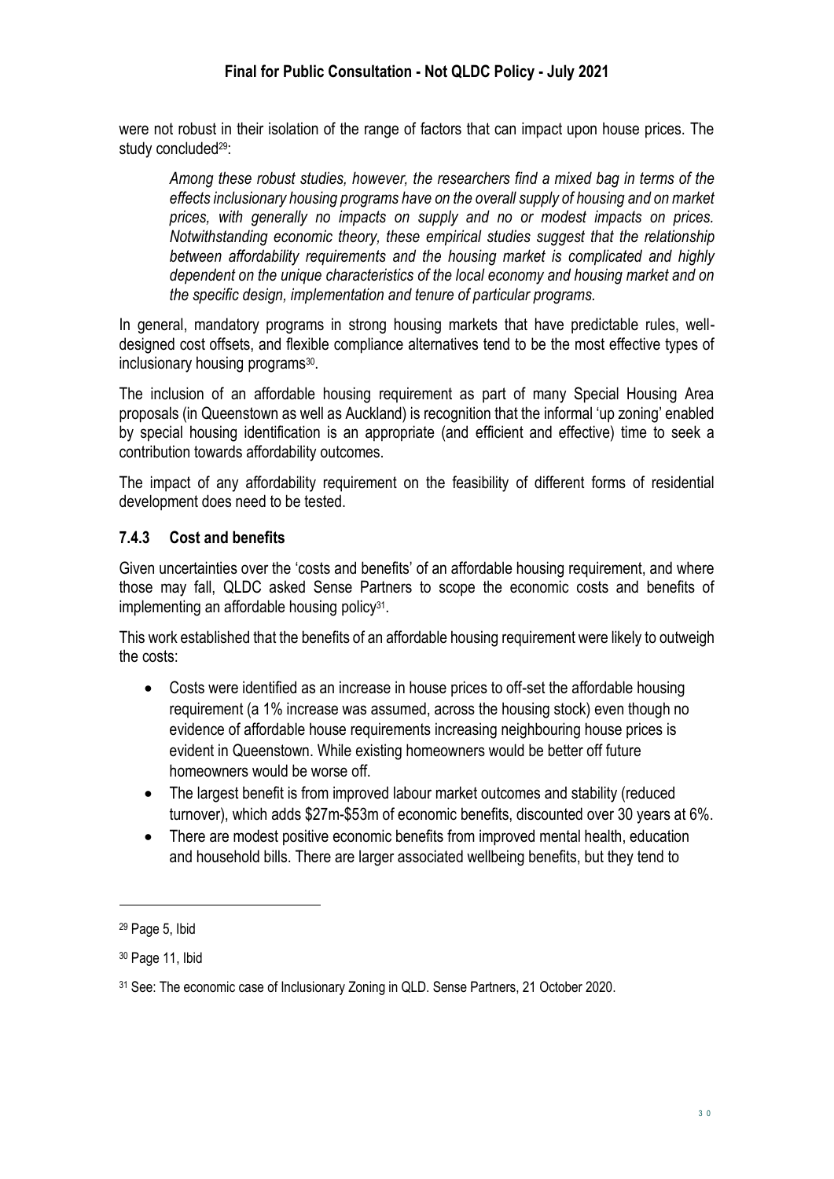were not robust in their isolation of the range of factors that can impact upon house prices. The study concluded[29]:

> *Among these robust studies, however, the researchers find a mixed bag in terms of the effects inclusionary housing programs have on the overall supply of housing and on market prices, with generally no impacts on supply and no or modest impacts on prices. Notwithstanding economic theory, these empirical studies suggest that the relationship between affordability requirements and the housing market is complicated and highly dependent on the unique characteristics of the local economy and housing market and on the specific design, implementation and tenure of particular programs.*

In general, mandatory programs in strong housing markets that have predictable rules, well-designed cost offsets, and flexible compliance alternatives tend to be the most effective types of inclusionary housing programs[30].

The inclusion of an affordable housing requirement as part of many Special Housing Area proposals (in Queenstown as well as Auckland) is recognition that the informal 'up zoning' enabled by special housing identification is an appropriate (and efficient and effective) time to seek a contribution towards affordability outcomes.

The impact of any affordability requirement on the feasibility of different forms of residential development does need to be tested.

### 7.4.3 Cost and benefits

Given uncertainties over the 'costs and benefits' of an affordable housing requirement, and where those may fall, QLDC asked Sense Partners to scope the economic costs and benefits of implementing an affordable housing policy[31].

This work established that the benefits of an affordable housing requirement were likely to outweigh the costs:

- Costs were identified as an increase in house prices to off-set the affordable housing requirement (a 1% increase was assumed, across the housing stock) even though no evidence of affordable house requirements increasing neighbouring house prices is evident in Queenstown. While existing homeowners would be better off future homeowners would be worse off.
- The largest benefit is from improved labour market outcomes and stability (reduced turnover), which adds $27m-$53m of economic benefits, discounted over 30 years at 6%.
- There are modest positive economic benefits from improved mental health, education and household bills. There are larger associated wellbeing benefits, but they tend to

---

[29] Page 5, Ibid

[30] Page 11, Ibid

[31] See: The economic case of Inclusionary Zoning in QLD. Sense Partners, 21 October 2020.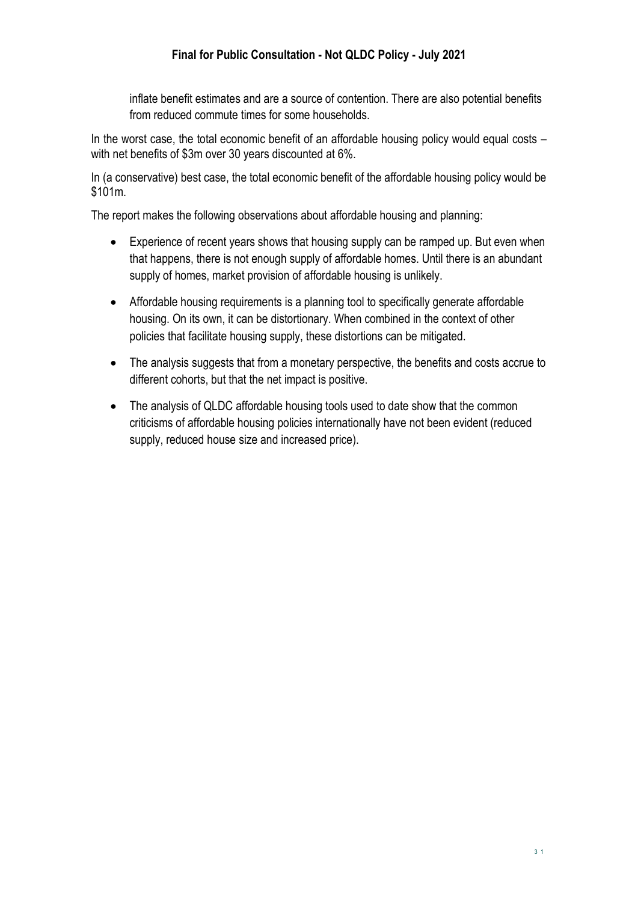inflate benefit estimates and are a source of contention. There are also potential benefits from reduced commute times for some households.

In the worst case, the total economic benefit of an affordable housing policy would equal costs – with net benefits of $3m over 30 years discounted at 6%.

In (a conservative) best case, the total economic benefit of the affordable housing policy would be $101m.

The report makes the following observations about affordable housing and planning:

- Experience of recent years shows that housing supply can be ramped up. But even when that happens, there is not enough supply of affordable homes. Until there is an abundant supply of homes, market provision of affordable housing is unlikely.
- Affordable housing requirements is a planning tool to specifically generate affordable housing. On its own, it can be distortionary. When combined in the context of other policies that facilitate housing supply, these distortions can be mitigated.
- The analysis suggests that from a monetary perspective, the benefits and costs accrue to different cohorts, but that the net impact is positive.
- The analysis of QLDC affordable housing tools used to date show that the common criticisms of affordable housing policies internationally have not been evident (reduced supply, reduced house size and increased price).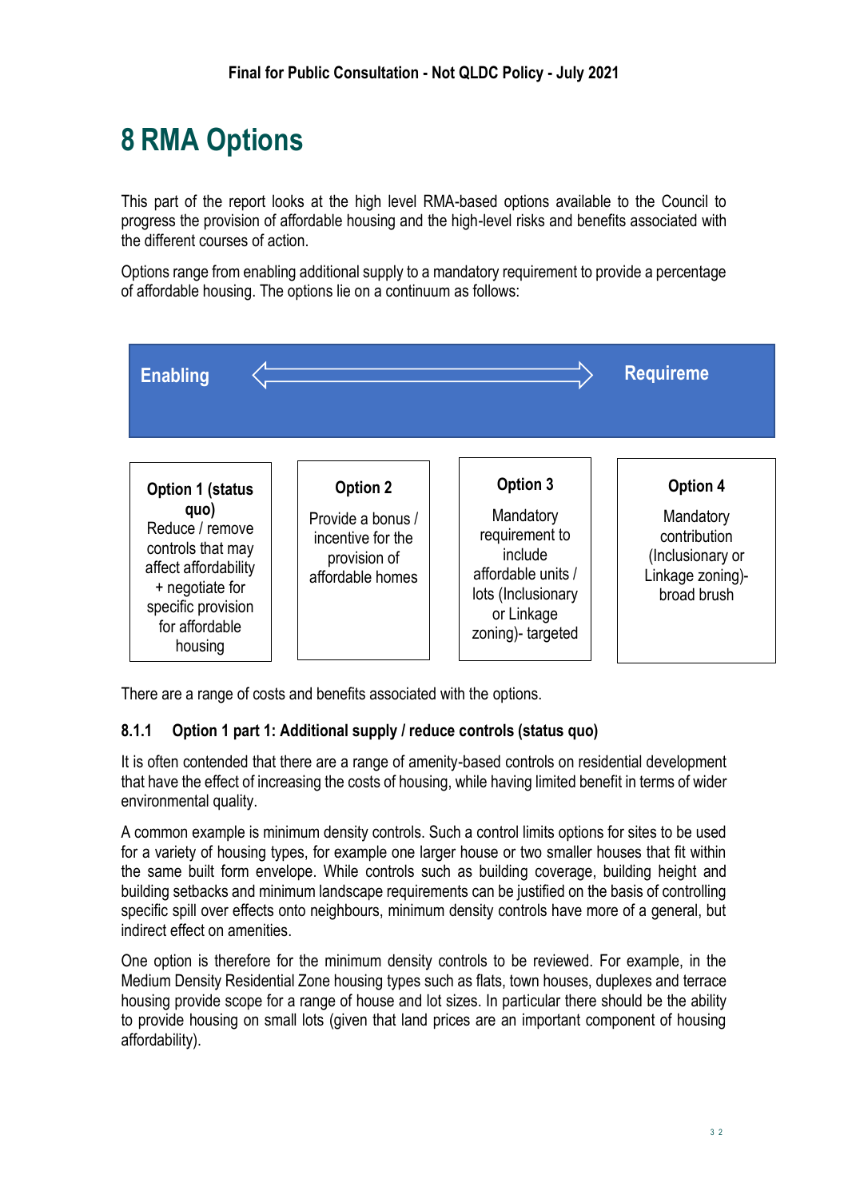# 8 RMA Options

This part of the report looks at the high level RMA-based options available to the Council to progress the provision of affordable housing and the high-level risks and benefits associated with the different courses of action.

Options range from enabling additional supply to a mandatory requirement to provide a percentage of affordable housing. The options lie on a continuum as follows:

**Enabling** ⟺ **Requireme**

| Option 1 (status quo) | Option 2 | Option 3 | Option 4 |
|---|---|---|---|
| Reduce / remove controls that may affect affordability + negotiate for specific provision for affordable housing | Provide a bonus / incentive for the provision of affordable homes | Mandatory requirement to include affordable units / lots (Inclusionary or Linkage zoning)- targeted | Mandatory contribution (Inclusionary or Linkage zoning)- broad brush |

There are a range of costs and benefits associated with the options.

### 8.1.1 Option 1 part 1: Additional supply / reduce controls (status quo)

It is often contended that there are a range of amenity-based controls on residential development that have the effect of increasing the costs of housing, while having limited benefit in terms of wider environmental quality.

A common example is minimum density controls. Such a control limits options for sites to be used for a variety of housing types, for example one larger house or two smaller houses that fit within the same built form envelope. While controls such as building coverage, building height and building setbacks and minimum landscape requirements can be justified on the basis of controlling specific spill over effects onto neighbours, minimum density controls have more of a general, but indirect effect on amenities.

One option is therefore for the minimum density controls to be reviewed. For example, in the Medium Density Residential Zone housing types such as flats, town houses, duplexes and terrace housing provide scope for a range of house and lot sizes. In particular there should be the ability to provide housing on small lots (given that land prices are an important component of housing affordability).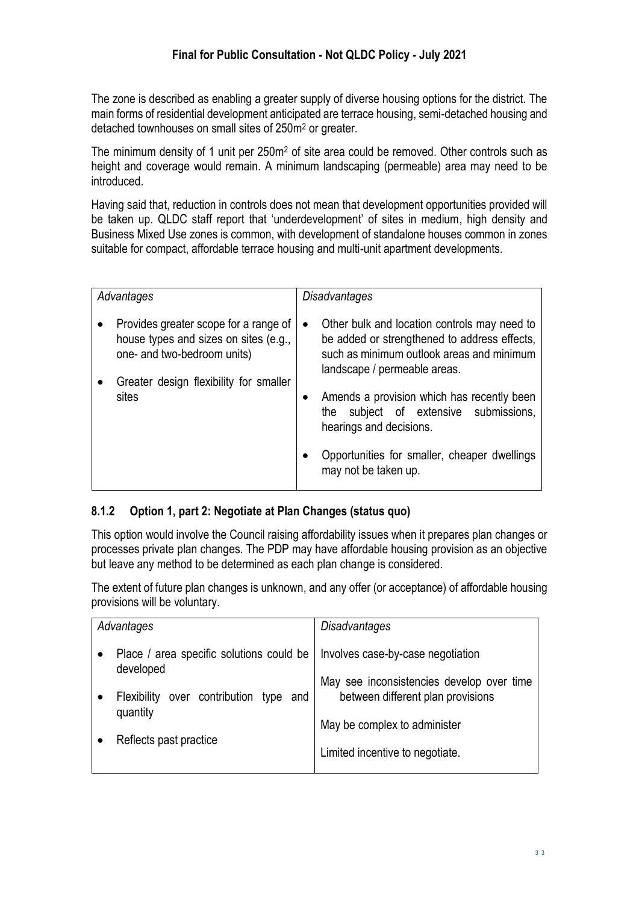The zone is described as enabling a greater supply of diverse housing options for the district. The main forms of residential development anticipated are terrace housing, semi-detached housing and detached townhouses on small sites of 250m$^2$ or greater.

The minimum density of 1 unit per 250m$^2$ of site area could be removed. Other controls such as height and coverage would remain. A minimum landscaping (permeable) area may need to be introduced.

Having said that, reduction in controls does not mean that development opportunities provided will be taken up. QLDC staff report that 'underdevelopment' of sites in medium, high density and Business Mixed Use zones is common, with development of standalone houses common in zones suitable for compact, affordable terrace housing and multi-unit apartment developments.

| *Advantages* | *Disadvantages* |
|---|---|
| • Provides greater scope for a range of house types and sizes on sites (e.g., one- and two-bedroom units)<br>• Greater design flexibility for smaller sites | • Other bulk and location controls may need to be added or strengthened to address effects, such as minimum outlook areas and minimum landscape / permeable areas.<br>• Amends a provision which has recently been the subject of extensive submissions, hearings and decisions.<br>• Opportunities for smaller, cheaper dwellings may not be taken up. |

### 8.1.2 Option 1, part 2: Negotiate at Plan Changes (status quo)

This option would involve the Council raising affordability issues when it prepares plan changes or processes private plan changes. The PDP may have affordable housing provision as an objective but leave any method to be determined as each plan change is considered.

The extent of future plan changes is unknown, and any offer (or acceptance) of affordable housing provisions will be voluntary.

| *Advantages* | *Disadvantages* |
|---|---|
| • Place / area specific solutions could be developed<br>• Flexibility over contribution type and quantity<br>• Reflects past practice | Involves case-by-case negotiation<br>May see inconsistencies develop over time between different plan provisions<br>May be complex to administer<br>Limited incentive to negotiate. |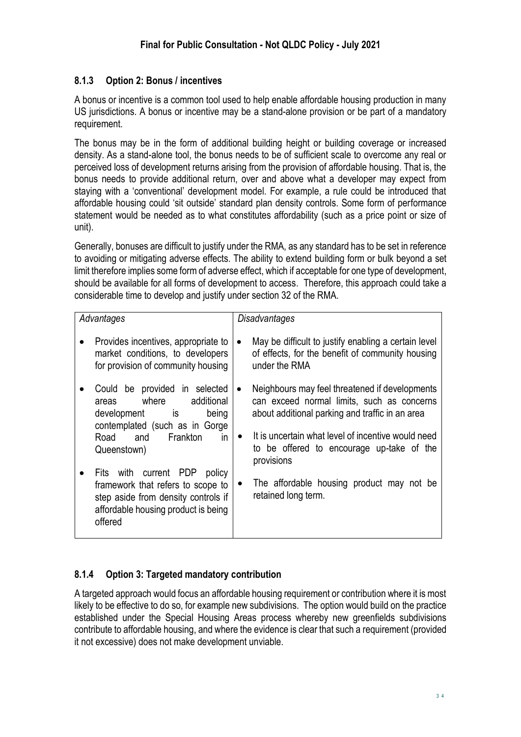### 8.1.3 Option 2: Bonus / incentives

A bonus or incentive is a common tool used to help enable affordable housing production in many US jurisdictions. A bonus or incentive may be a stand-alone provision or be part of a mandatory requirement.

The bonus may be in the form of additional building height or building coverage or increased density. As a stand-alone tool, the bonus needs to be of sufficient scale to overcome any real or perceived loss of development returns arising from the provision of affordable housing. That is, the bonus needs to provide additional return, over and above what a developer may expect from staying with a 'conventional' development model. For example, a rule could be introduced that affordable housing could 'sit outside' standard plan density controls. Some form of performance statement would be needed as to what constitutes affordability (such as a price point or size of unit).

Generally, bonuses are difficult to justify under the RMA, as any standard has to be set in reference to avoiding or mitigating adverse effects. The ability to extend building form or bulk beyond a set limit therefore implies some form of adverse effect, which if acceptable for one type of development, should be available for all forms of development to access. Therefore, this approach could take a considerable time to develop and justify under section 32 of the RMA.

| *Advantages* | *Disadvantages* |
|---|---|
| • Provides incentives, appropriate to market conditions, to developers for provision of community housing<br>• Could be provided in selected areas where additional development is being contemplated (such as in Gorge Road and Frankton in Queenstown)<br>• Fits with current PDP policy framework that refers to scope to step aside from density controls if affordable housing product is being offered | • May be difficult to justify enabling a certain level of effects, for the benefit of community housing under the RMA<br>• Neighbours may feel threatened if developments can exceed normal limits, such as concerns about additional parking and traffic in an area<br>• It is uncertain what level of incentive would need to be offered to encourage up-take of the provisions<br>• The affordable housing product may not be retained long term. |

### 8.1.4 Option 3: Targeted mandatory contribution

A targeted approach would focus an affordable housing requirement or contribution where it is most likely to be effective to do so, for example new subdivisions. The option would build on the practice established under the Special Housing Areas process whereby new greenfields subdivisions contribute to affordable housing, and where the evidence is clear that such a requirement (provided it not excessive) does not make development unviable.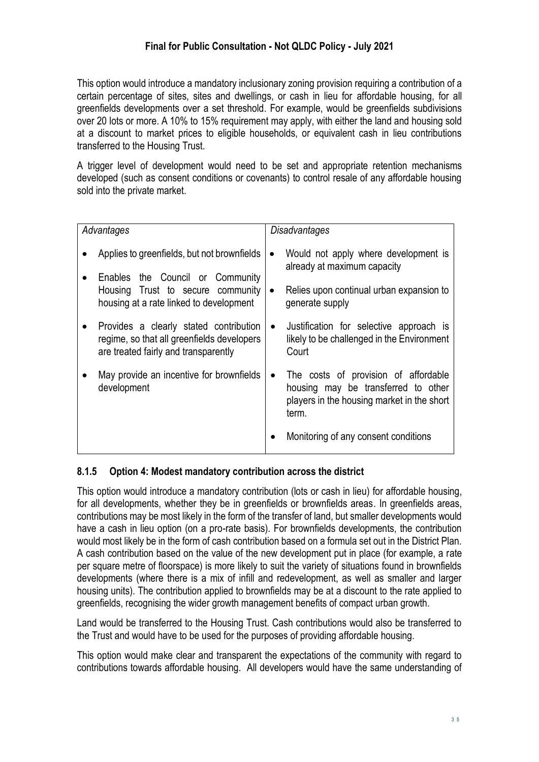This option would introduce a mandatory inclusionary zoning provision requiring a contribution of a certain percentage of sites, sites and dwellings, or cash in lieu for affordable housing, for all greenfields developments over a set threshold. For example, would be greenfields subdivisions over 20 lots or more. A 10% to 15% requirement may apply, with either the land and housing sold at a discount to market prices to eligible households, or equivalent cash in lieu contributions transferred to the Housing Trust.

A trigger level of development would need to be set and appropriate retention mechanisms developed (such as consent conditions or covenants) to control resale of any affordable housing sold into the private market.

| *Advantages* | *Disadvantages* |
| --- | --- |
| • Applies to greenfields, but not brownfields<br>• Enables the Council or Community Housing Trust to secure community housing at a rate linked to development<br>• Provides a clearly stated contribution regime, so that all greenfields developers are treated fairly and transparently<br>• May provide an incentive for brownfields development | • Would not apply where development is already at maximum capacity<br>• Relies upon continual urban expansion to generate supply<br>• Justification for selective approach is likely to be challenged in the Environment Court<br>• The costs of provision of affordable housing may be transferred to other players in the housing market in the short term.<br>• Monitoring of any consent conditions |

### 8.1.5 Option 4: Modest mandatory contribution across the district

This option would introduce a mandatory contribution (lots or cash in lieu) for affordable housing, for all developments, whether they be in greenfields or brownfields areas. In greenfields areas, contributions may be most likely in the form of the transfer of land, but smaller developments would have a cash in lieu option (on a pro-rate basis). For brownfields developments, the contribution would most likely be in the form of cash contribution based on a formula set out in the District Plan. A cash contribution based on the value of the new development put in place (for example, a rate per square metre of floorspace) is more likely to suit the variety of situations found in brownfields developments (where there is a mix of infill and redevelopment, as well as smaller and larger housing units). The contribution applied to brownfields may be at a discount to the rate applied to greenfields, recognising the wider growth management benefits of compact urban growth.

Land would be transferred to the Housing Trust. Cash contributions would also be transferred to the Trust and would have to be used for the purposes of providing affordable housing.

This option would make clear and transparent the expectations of the community with regard to contributions towards affordable housing. All developers would have the same understanding of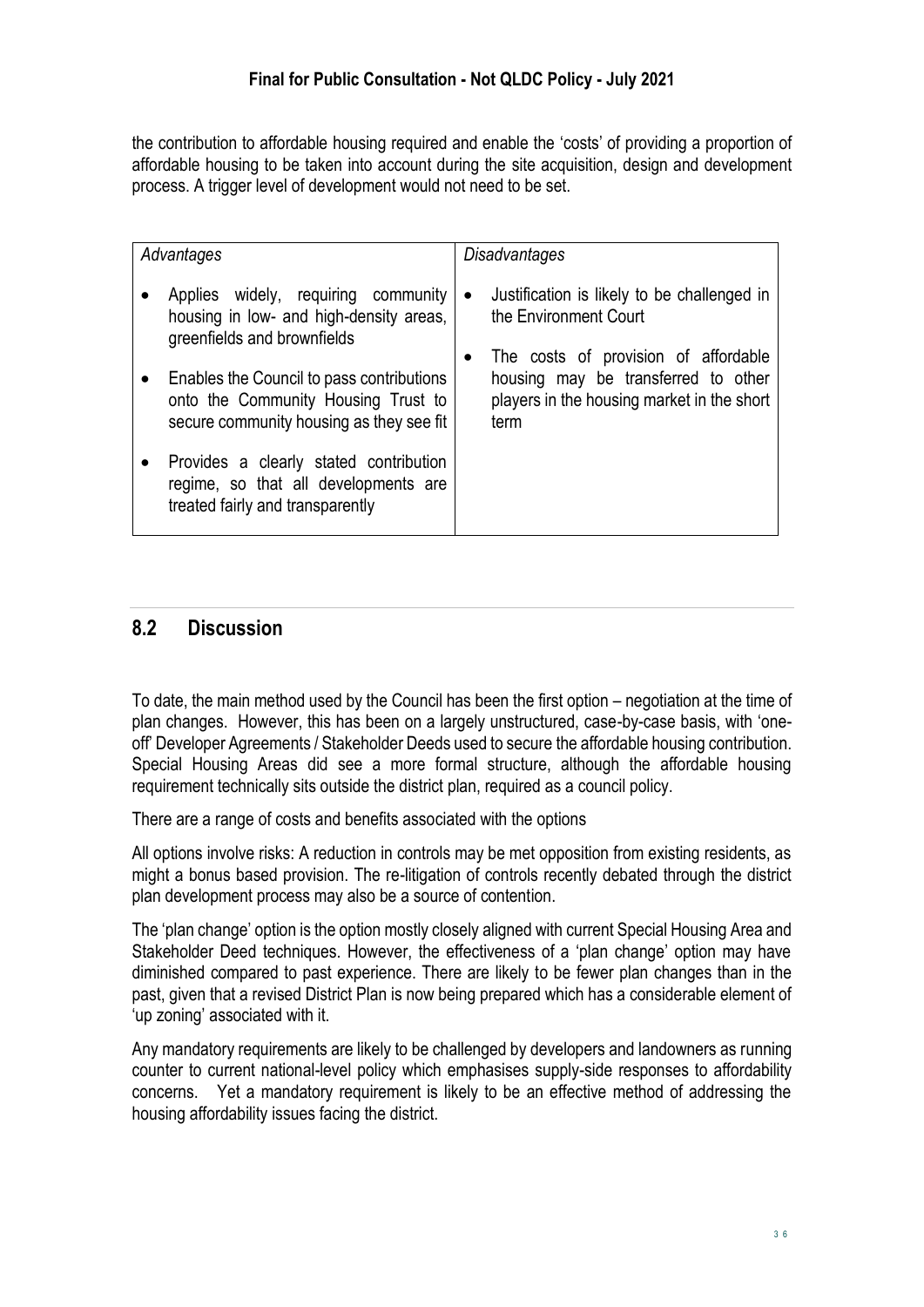the contribution to affordable housing required and enable the 'costs' of providing a proportion of affordable housing to be taken into account during the site acquisition, design and development process. A trigger level of development would not need to be set.

| *Advantages* | *Disadvantages* |
| --- | --- |
| • Applies widely, requiring community housing in low- and high-density areas, greenfields and brownfields<br>• Enables the Council to pass contributions onto the Community Housing Trust to secure community housing as they see fit<br>• Provides a clearly stated contribution regime, so that all developments are treated fairly and transparently | • Justification is likely to be challenged in the Environment Court<br>• The costs of provision of affordable housing may be transferred to other players in the housing market in the short term |

## 8.2 Discussion

To date, the main method used by the Council has been the first option – negotiation at the time of plan changes. However, this has been on a largely unstructured, case-by-case basis, with 'one-off' Developer Agreements / Stakeholder Deeds used to secure the affordable housing contribution. Special Housing Areas did see a more formal structure, although the affordable housing requirement technically sits outside the district plan, required as a council policy.

There are a range of costs and benefits associated with the options

All options involve risks: A reduction in controls may be met opposition from existing residents, as might a bonus based provision. The re-litigation of controls recently debated through the district plan development process may also be a source of contention.

The 'plan change' option is the option mostly closely aligned with current Special Housing Area and Stakeholder Deed techniques. However, the effectiveness of a 'plan change' option may have diminished compared to past experience. There are likely to be fewer plan changes than in the past, given that a revised District Plan is now being prepared which has a considerable element of 'up zoning' associated with it.

Any mandatory requirements are likely to be challenged by developers and landowners as running counter to current national-level policy which emphasises supply-side responses to affordability concerns. Yet a mandatory requirement is likely to be an effective method of addressing the housing affordability issues facing the district.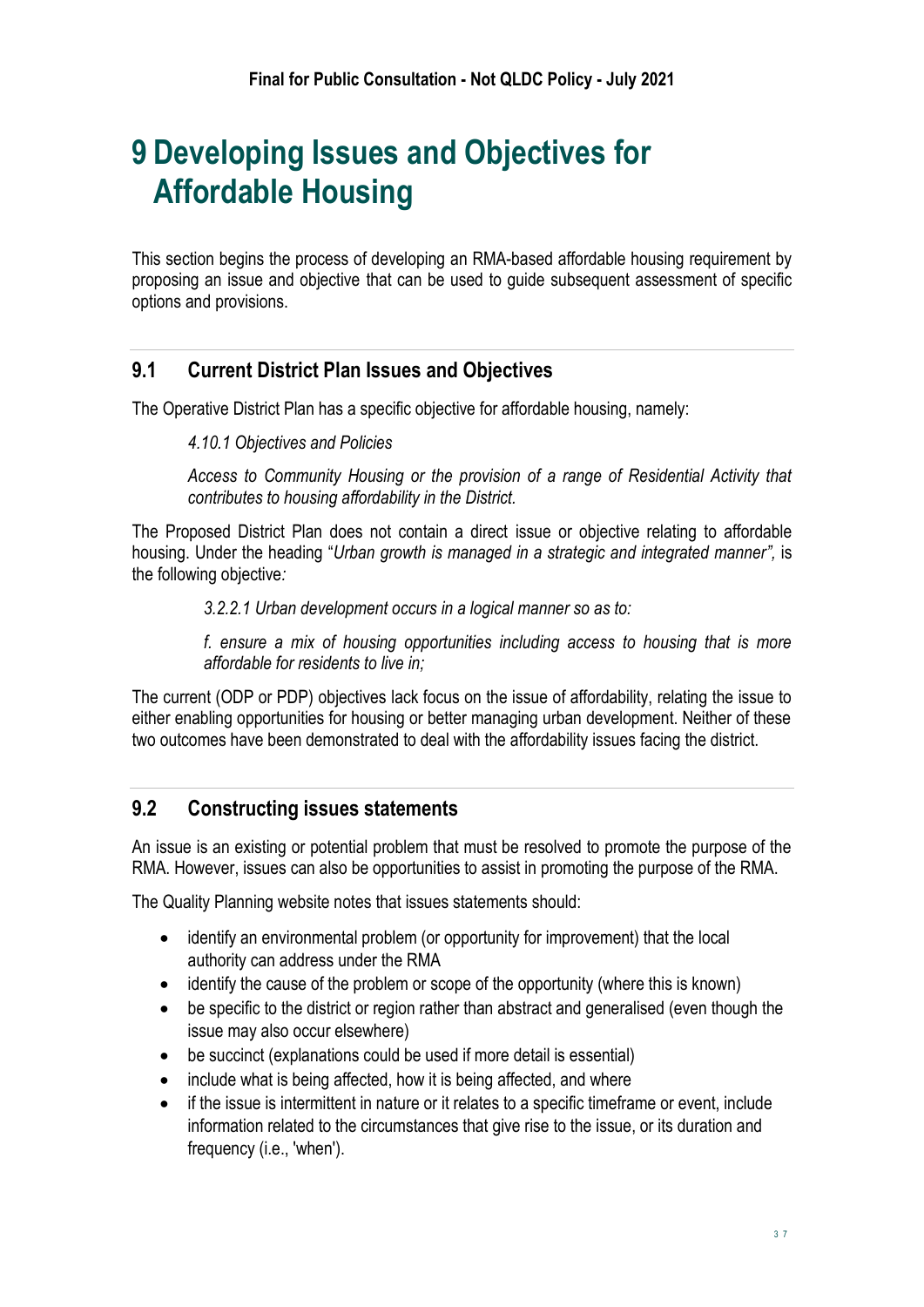# 9 Developing Issues and Objectives for Affordable Housing

This section begins the process of developing an RMA-based affordable housing requirement by proposing an issue and objective that can be used to guide subsequent assessment of specific options and provisions.

## 9.1 Current District Plan Issues and Objectives

The Operative District Plan has a specific objective for affordable housing, namely:

> *4.10.1 Objectives and Policies*
>
> *Access to Community Housing or the provision of a range of Residential Activity that contributes to housing affordability in the District.*

The Proposed District Plan does not contain a direct issue or objective relating to affordable housing. Under the heading "*Urban growth is managed in a strategic and integrated manner",* is the following objective*:*

> *3.2.2.1 Urban development occurs in a logical manner so as to:*
>
> *f. ensure a mix of housing opportunities including access to housing that is more affordable for residents to live in;*

The current (ODP or PDP) objectives lack focus on the issue of affordability, relating the issue to either enabling opportunities for housing or better managing urban development. Neither of these two outcomes have been demonstrated to deal with the affordability issues facing the district.

## 9.2 Constructing issues statements

An issue is an existing or potential problem that must be resolved to promote the purpose of the RMA. However, issues can also be opportunities to assist in promoting the purpose of the RMA.

The Quality Planning website notes that issues statements should:

- identify an environmental problem (or opportunity for improvement) that the local authority can address under the RMA
- identify the cause of the problem or scope of the opportunity (where this is known)
- be specific to the district or region rather than abstract and generalised (even though the issue may also occur elsewhere)
- be succinct (explanations could be used if more detail is essential)
- include what is being affected, how it is being affected, and where
- if the issue is intermittent in nature or it relates to a specific timeframe or event, include information related to the circumstances that give rise to the issue, or its duration and frequency (i.e., 'when').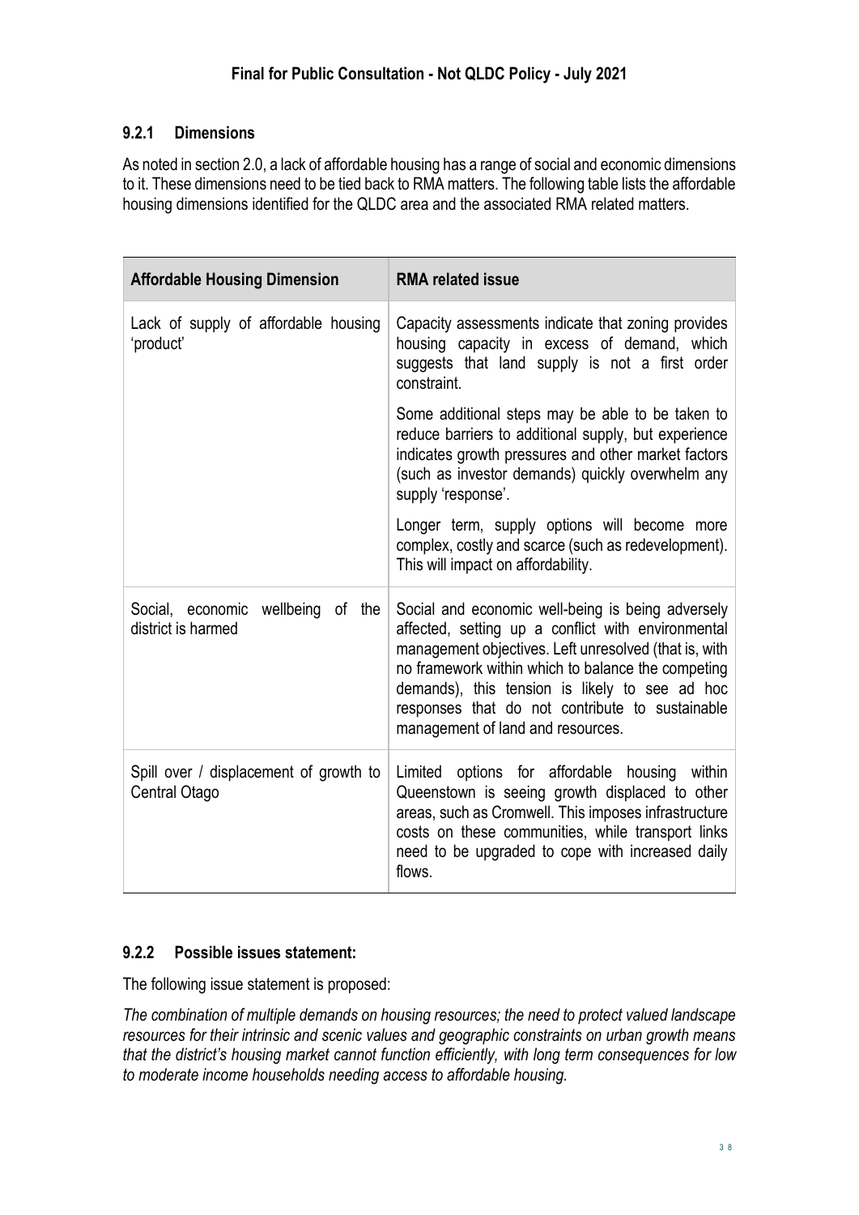### 9.2.1 Dimensions

As noted in section 2.0, a lack of affordable housing has a range of social and economic dimensions to it. These dimensions need to be tied back to RMA matters. The following table lists the affordable housing dimensions identified for the QLDC area and the associated RMA related matters.

| Affordable Housing Dimension | RMA related issue |
|---|---|
| Lack of supply of affordable housing 'product' | Capacity assessments indicate that zoning provides housing capacity in excess of demand, which suggests that land supply is not a first order constraint.<br><br>Some additional steps may be able to be taken to reduce barriers to additional supply, but experience indicates growth pressures and other market factors (such as investor demands) quickly overwhelm any supply 'response'.<br><br>Longer term, supply options will become more complex, costly and scarce (such as redevelopment). This will impact on affordability. |
| Social, economic wellbeing of the district is harmed | Social and economic well-being is being adversely affected, setting up a conflict with environmental management objectives. Left unresolved (that is, with no framework within which to balance the competing demands), this tension is likely to see ad hoc responses that do not contribute to sustainable management of land and resources. |
| Spill over / displacement of growth to Central Otago | Limited options for affordable housing within Queenstown is seeing growth displaced to other areas, such as Cromwell. This imposes infrastructure costs on these communities, while transport links need to be upgraded to cope with increased daily flows. |

### 9.2.2 Possible issues statement:

The following issue statement is proposed:

*The combination of multiple demands on housing resources; the need to protect valued landscape resources for their intrinsic and scenic values and geographic constraints on urban growth means that the district's housing market cannot function efficiently, with long term consequences for low to moderate income households needing access to affordable housing.*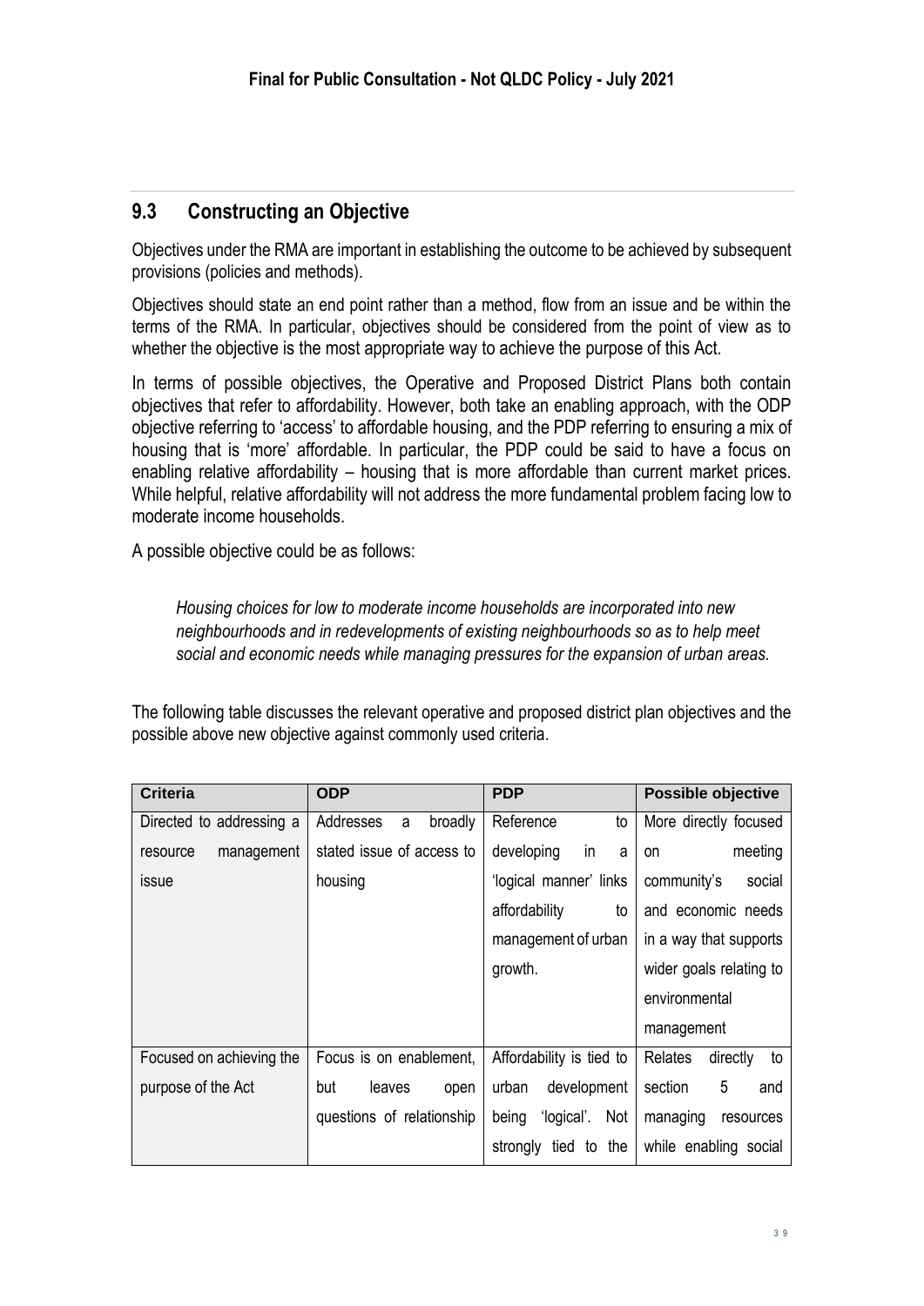## 9.3 Constructing an Objective

Objectives under the RMA are important in establishing the outcome to be achieved by subsequent provisions (policies and methods).

Objectives should state an end point rather than a method, flow from an issue and be within the terms of the RMA. In particular, objectives should be considered from the point of view as to whether the objective is the most appropriate way to achieve the purpose of this Act.

In terms of possible objectives, the Operative and Proposed District Plans both contain objectives that refer to affordability. However, both take an enabling approach, with the ODP objective referring to 'access' to affordable housing, and the PDP referring to ensuring a mix of housing that is 'more' affordable. In particular, the PDP could be said to have a focus on enabling relative affordability – housing that is more affordable than current market prices. While helpful, relative affordability will not address the more fundamental problem facing low to moderate income households.

A possible objective could be as follows:

> *Housing choices for low to moderate income households are incorporated into new neighbourhoods and in redevelopments of existing neighbourhoods so as to help meet social and economic needs while managing pressures for the expansion of urban areas.*

The following table discusses the relevant operative and proposed district plan objectives and the possible above new objective against commonly used criteria.

| Criteria | ODP | PDP | Possible objective |
|---|---|---|---|
| Directed to addressing a resource management issue | Addresses a broadly stated issue of access to housing | Reference to developing in a 'logical manner' links affordability to management of urban growth. | More directly focused on meeting community's social and economic needs in a way that supports wider goals relating to environmental management |
| Focused on achieving the purpose of the Act | Focus is on enablement, but leaves open questions of relationship | Affordability is tied to urban development being 'logical'. Not strongly tied to the | Relates directly to section 5 and managing resources while enabling social |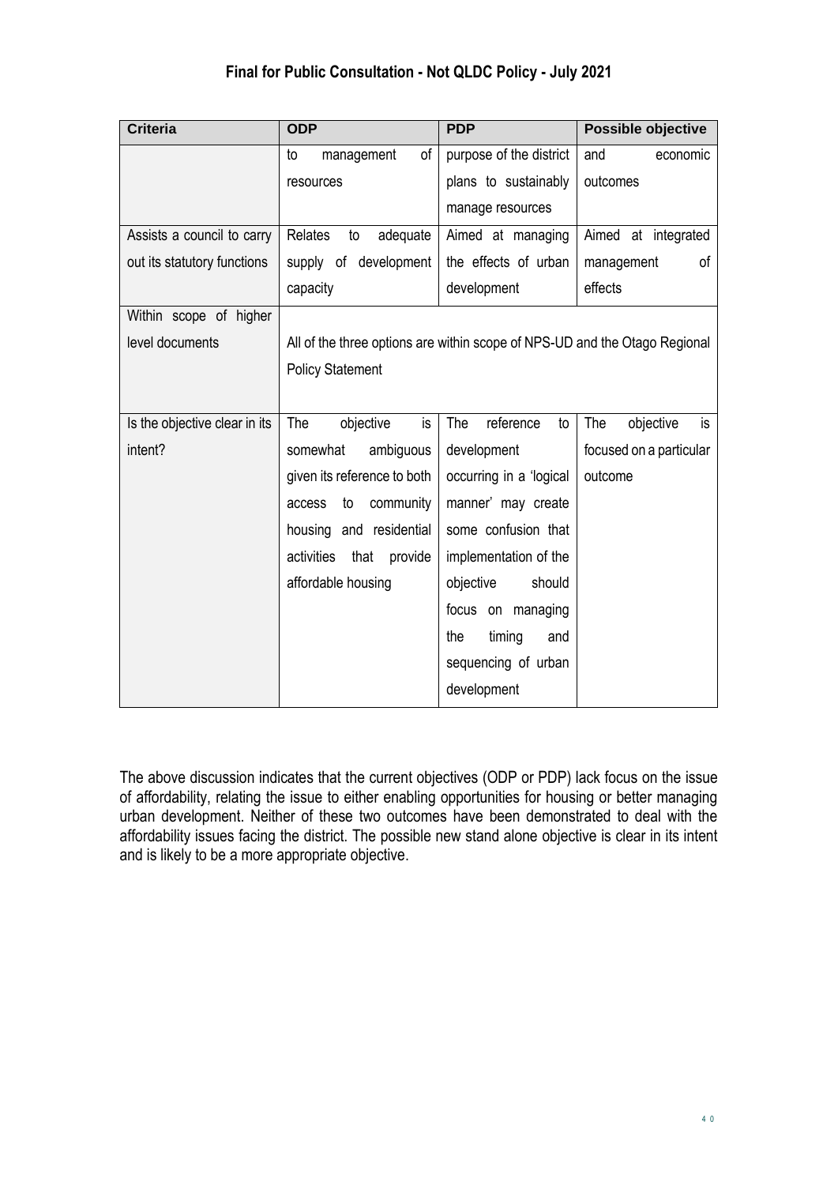| Criteria | ODP | PDP | Possible objective |
|---|---|---|---|
| | to management of resources | purpose of the district plans to sustainably manage resources | and economic outcomes |
| Assists a council to carry out its statutory functions | Relates to adequate supply of development capacity | Aimed at managing the effects of urban development | Aimed at integrated management of effects |
| Within scope of higher level documents | All of the three options are within scope of NPS-UD and the Otago Regional Policy Statement | | |
| Is the objective clear in its intent? | The objective is somewhat ambiguous given its reference to both access to community housing and residential activities that provide affordable housing | The reference to development occurring in a 'logical manner' may create some confusion that implementation of the objective should focus on managing the timing and sequencing of urban development | The objective is focused on a particular outcome |

The above discussion indicates that the current objectives (ODP or PDP) lack focus on the issue of affordability, relating the issue to either enabling opportunities for housing or better managing urban development. Neither of these two outcomes have been demonstrated to deal with the affordability issues facing the district. The possible new stand alone objective is clear in its intent and is likely to be a more appropriate objective.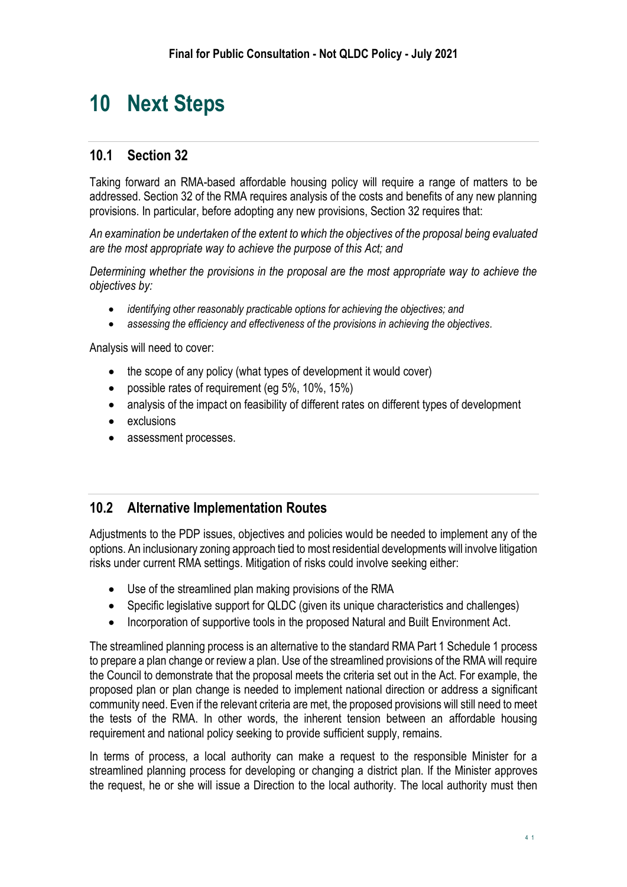# 10 Next Steps

## 10.1 Section 32

Taking forward an RMA-based affordable housing policy will require a range of matters to be addressed. Section 32 of the RMA requires analysis of the costs and benefits of any new planning provisions. In particular, before adopting any new provisions, Section 32 requires that:

*An examination be undertaken of the extent to which the objectives of the proposal being evaluated are the most appropriate way to achieve the purpose of this Act; and*

*Determining whether the provisions in the proposal are the most appropriate way to achieve the objectives by:*

- *identifying other reasonably practicable options for achieving the objectives; and*
- *assessing the efficiency and effectiveness of the provisions in achieving the objectives.*

Analysis will need to cover:

- the scope of any policy (what types of development it would cover)
- possible rates of requirement (eg 5%, 10%, 15%)
- analysis of the impact on feasibility of different rates on different types of development
- exclusions
- assessment processes.

## 10.2 Alternative Implementation Routes

Adjustments to the PDP issues, objectives and policies would be needed to implement any of the options. An inclusionary zoning approach tied to most residential developments will involve litigation risks under current RMA settings. Mitigation of risks could involve seeking either:

- Use of the streamlined plan making provisions of the RMA
- Specific legislative support for QLDC (given its unique characteristics and challenges)
- Incorporation of supportive tools in the proposed Natural and Built Environment Act.

The streamlined planning process is an alternative to the standard RMA Part 1 Schedule 1 process to prepare a plan change or review a plan. Use of the streamlined provisions of the RMA will require the Council to demonstrate that the proposal meets the criteria set out in the Act. For example, the proposed plan or plan change is needed to implement national direction or address a significant community need. Even if the relevant criteria are met, the proposed provisions will still need to meet the tests of the RMA. In other words, the inherent tension between an affordable housing requirement and national policy seeking to provide sufficient supply, remains.

In terms of process, a local authority can make a request to the responsible Minister for a streamlined planning process for developing or changing a district plan. If the Minister approves the request, he or she will issue a Direction to the local authority. The local authority must then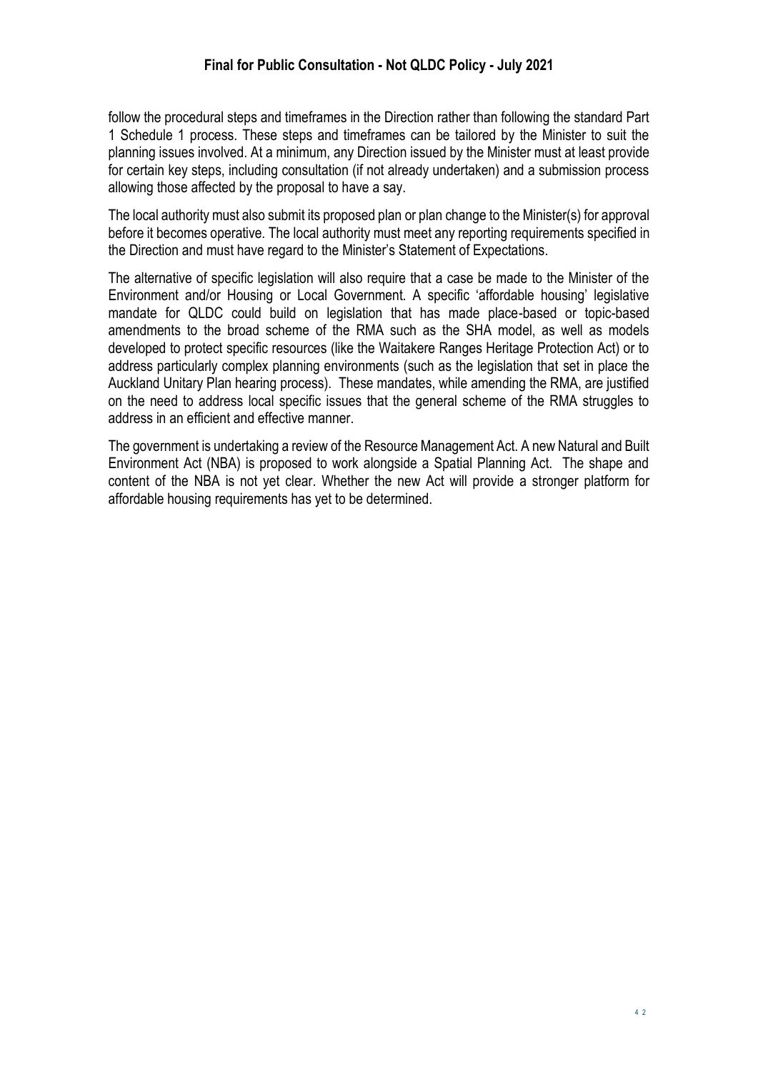follow the procedural steps and timeframes in the Direction rather than following the standard Part 1 Schedule 1 process. These steps and timeframes can be tailored by the Minister to suit the planning issues involved. At a minimum, any Direction issued by the Minister must at least provide for certain key steps, including consultation (if not already undertaken) and a submission process allowing those affected by the proposal to have a say.

The local authority must also submit its proposed plan or plan change to the Minister(s) for approval before it becomes operative. The local authority must meet any reporting requirements specified in the Direction and must have regard to the Minister's Statement of Expectations.

The alternative of specific legislation will also require that a case be made to the Minister of the Environment and/or Housing or Local Government. A specific 'affordable housing' legislative mandate for QLDC could build on legislation that has made place-based or topic-based amendments to the broad scheme of the RMA such as the SHA model, as well as models developed to protect specific resources (like the Waitakere Ranges Heritage Protection Act) or to address particularly complex planning environments (such as the legislation that set in place the Auckland Unitary Plan hearing process). These mandates, while amending the RMA, are justified on the need to address local specific issues that the general scheme of the RMA struggles to address in an efficient and effective manner.

The government is undertaking a review of the Resource Management Act. A new Natural and Built Environment Act (NBA) is proposed to work alongside a Spatial Planning Act. The shape and content of the NBA is not yet clear. Whether the new Act will provide a stronger platform for affordable housing requirements has yet to be determined.